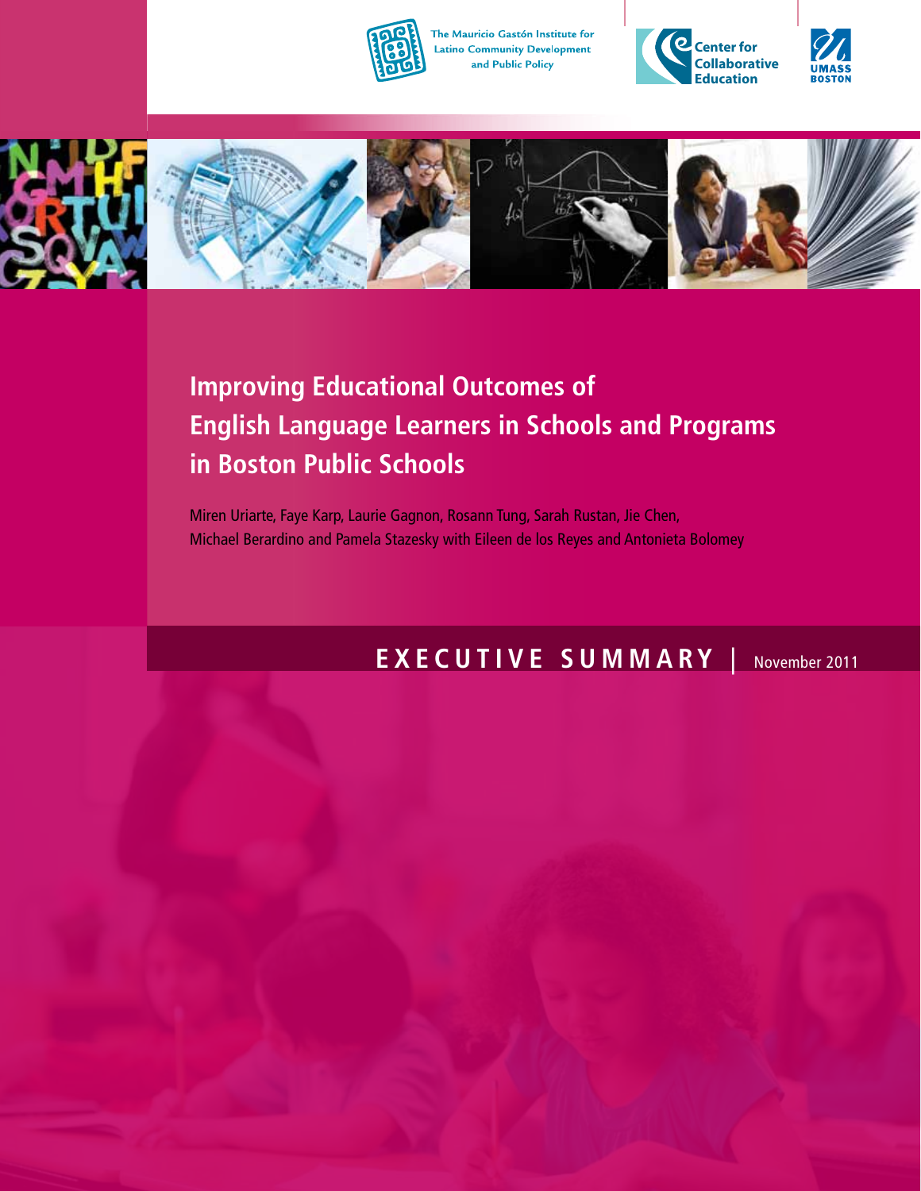The Mauricio Gastón Institute for Latino Community Development and Public Policy

Center for Collaborative Education

UMASS BOSTON

# Improving Educational Outcomes of English Language Learners in Schools and Programs in Boston Public Schools

Miren Uriarte, Faye Karp, Laurie Gagnon, Rosann Tung, Sarah Rustan, Jie Chen, Michael Berardino and Pamela Stazesky with Eileen de los Reyes and Antonieta Bolomey

## EXECUTIVE SUMMARY | November 2011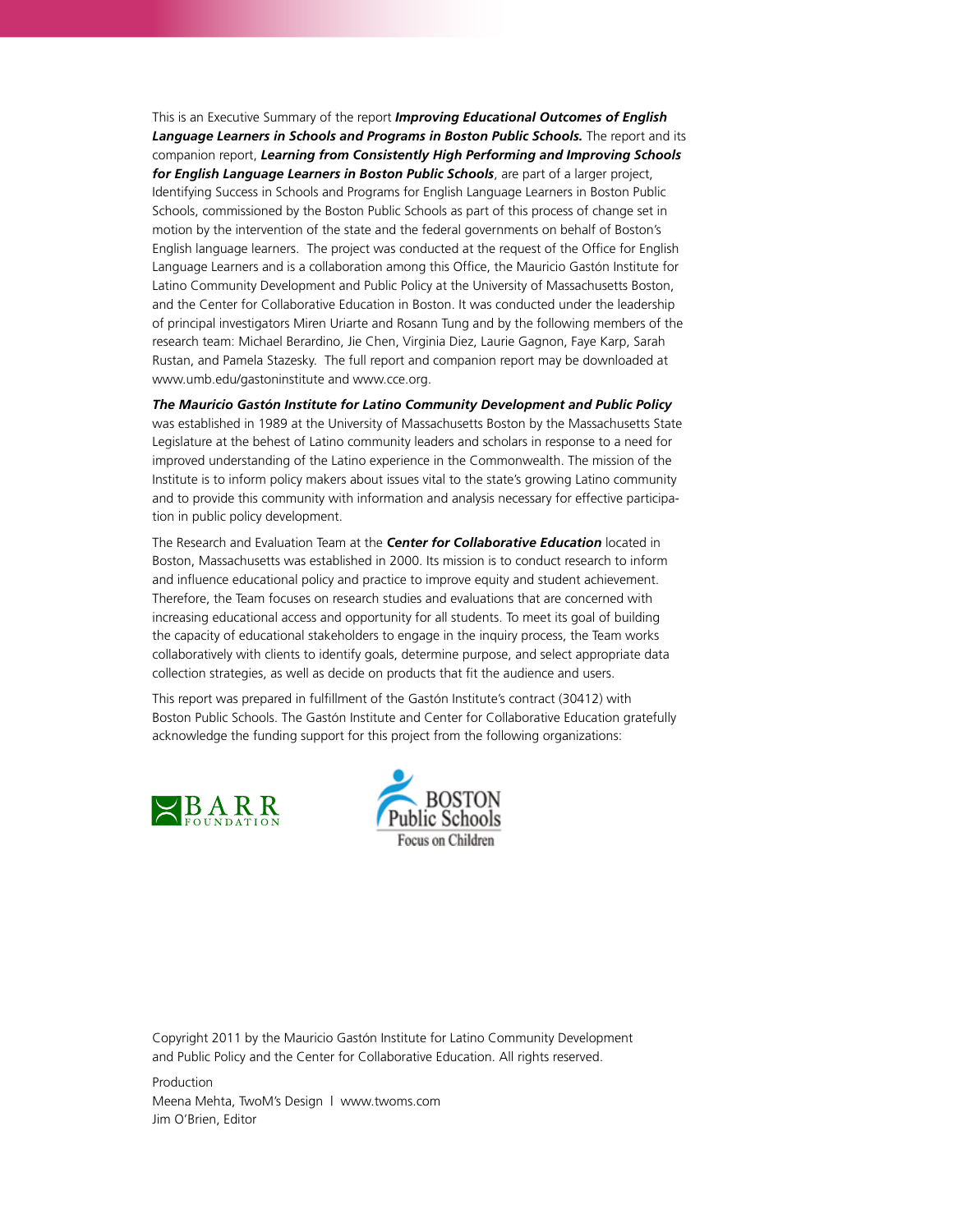This is an Executive Summary of the report ***Improving Educational Outcomes of English Language Learners in Schools and Programs in Boston Public Schools.*** The report and its companion report, ***Learning from Consistently High Performing and Improving Schools for English Language Learners in Boston Public Schools***, are part of a larger project, Identifying Success in Schools and Programs for English Language Learners in Boston Public Schools, commissioned by the Boston Public Schools as part of this process of change set in motion by the intervention of the state and the federal governments on behalf of Boston's English language learners. The project was conducted at the request of the Office for English Language Learners and is a collaboration among this Office, the Mauricio Gastón Institute for Latino Community Development and Public Policy at the University of Massachusetts Boston, and the Center for Collaborative Education in Boston. It was conducted under the leadership of principal investigators Miren Uriarte and Rosann Tung and by the following members of the research team: Michael Berardino, Jie Chen, Virginia Diez, Laurie Gagnon, Faye Karp, Sarah Rustan, and Pamela Stazesky. The full report and companion report may be downloaded at www.umb.edu/gastoninstitute and www.cce.org.

***The Mauricio Gastón Institute for Latino Community Development and Public Policy*** was established in 1989 at the University of Massachusetts Boston by the Massachusetts State Legislature at the behest of Latino community leaders and scholars in response to a need for improved understanding of the Latino experience in the Commonwealth. The mission of the Institute is to inform policy makers about issues vital to the state's growing Latino community and to provide this community with information and analysis necessary for effective participation in public policy development.

The Research and Evaluation Team at the ***Center for Collaborative Education*** located in Boston, Massachusetts was established in 2000. Its mission is to conduct research to inform and influence educational policy and practice to improve equity and student achievement. Therefore, the Team focuses on research studies and evaluations that are concerned with increasing educational access and opportunity for all students. To meet its goal of building the capacity of educational stakeholders to engage in the inquiry process, the Team works collaboratively with clients to identify goals, determine purpose, and select appropriate data collection strategies, as well as decide on products that fit the audience and users.

This report was prepared in fulfillment of the Gastón Institute's contract (30412) with Boston Public Schools. The Gastón Institute and Center for Collaborative Education gratefully acknowledge the funding support for this project from the following organizations:

BARR FOUNDATION

BOSTON Public Schools
Focus on Children

Copyright 2011 by the Mauricio Gastón Institute for Latino Community Development and Public Policy and the Center for Collaborative Education. All rights reserved.

Production
Meena Mehta, TwoM's Design | www.twoms.com
Jim O'Brien, Editor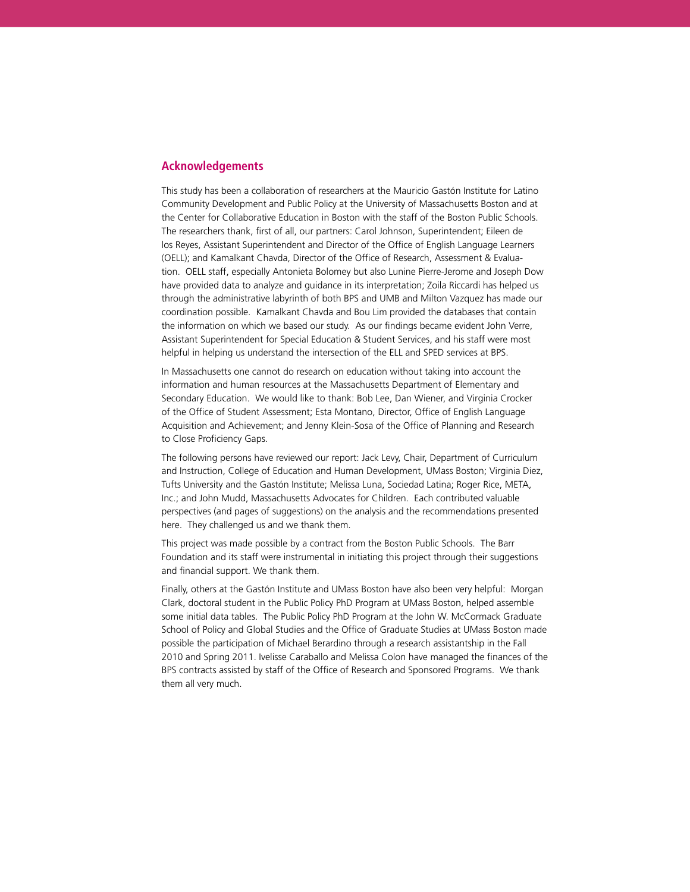## Acknowledgements

This study has been a collaboration of researchers at the Mauricio Gastón Institute for Latino Community Development and Public Policy at the University of Massachusetts Boston and at the Center for Collaborative Education in Boston with the staff of the Boston Public Schools. The researchers thank, first of all, our partners: Carol Johnson, Superintendent; Eileen de los Reyes, Assistant Superintendent and Director of the Office of English Language Learners (OELL); and Kamalkant Chavda, Director of the Office of Research, Assessment & Evaluation. OELL staff, especially Antonieta Bolomey but also Lunine Pierre-Jerome and Joseph Dow have provided data to analyze and guidance in its interpretation; Zoila Riccardi has helped us through the administrative labyrinth of both BPS and UMB and Milton Vazquez has made our coordination possible. Kamalkant Chavda and Bou Lim provided the databases that contain the information on which we based our study. As our findings became evident John Verre, Assistant Superintendent for Special Education & Student Services, and his staff were most helpful in helping us understand the intersection of the ELL and SPED services at BPS.

In Massachusetts one cannot do research on education without taking into account the information and human resources at the Massachusetts Department of Elementary and Secondary Education. We would like to thank: Bob Lee, Dan Wiener, and Virginia Crocker of the Office of Student Assessment; Esta Montano, Director, Office of English Language Acquisition and Achievement; and Jenny Klein-Sosa of the Office of Planning and Research to Close Proficiency Gaps.

The following persons have reviewed our report: Jack Levy, Chair, Department of Curriculum and Instruction, College of Education and Human Development, UMass Boston; Virginia Diez, Tufts University and the Gastón Institute; Melissa Luna, Sociedad Latina; Roger Rice, META, Inc.; and John Mudd, Massachusetts Advocates for Children. Each contributed valuable perspectives (and pages of suggestions) on the analysis and the recommendations presented here. They challenged us and we thank them.

This project was made possible by a contract from the Boston Public Schools. The Barr Foundation and its staff were instrumental in initiating this project through their suggestions and financial support. We thank them.

Finally, others at the Gastón Institute and UMass Boston have also been very helpful: Morgan Clark, doctoral student in the Public Policy PhD Program at UMass Boston, helped assemble some initial data tables. The Public Policy PhD Program at the John W. McCormack Graduate School of Policy and Global Studies and the Office of Graduate Studies at UMass Boston made possible the participation of Michael Berardino through a research assistantship in the Fall 2010 and Spring 2011. Ivelisse Caraballo and Melissa Colon have managed the finances of the BPS contracts assisted by staff of the Office of Research and Sponsored Programs. We thank them all very much.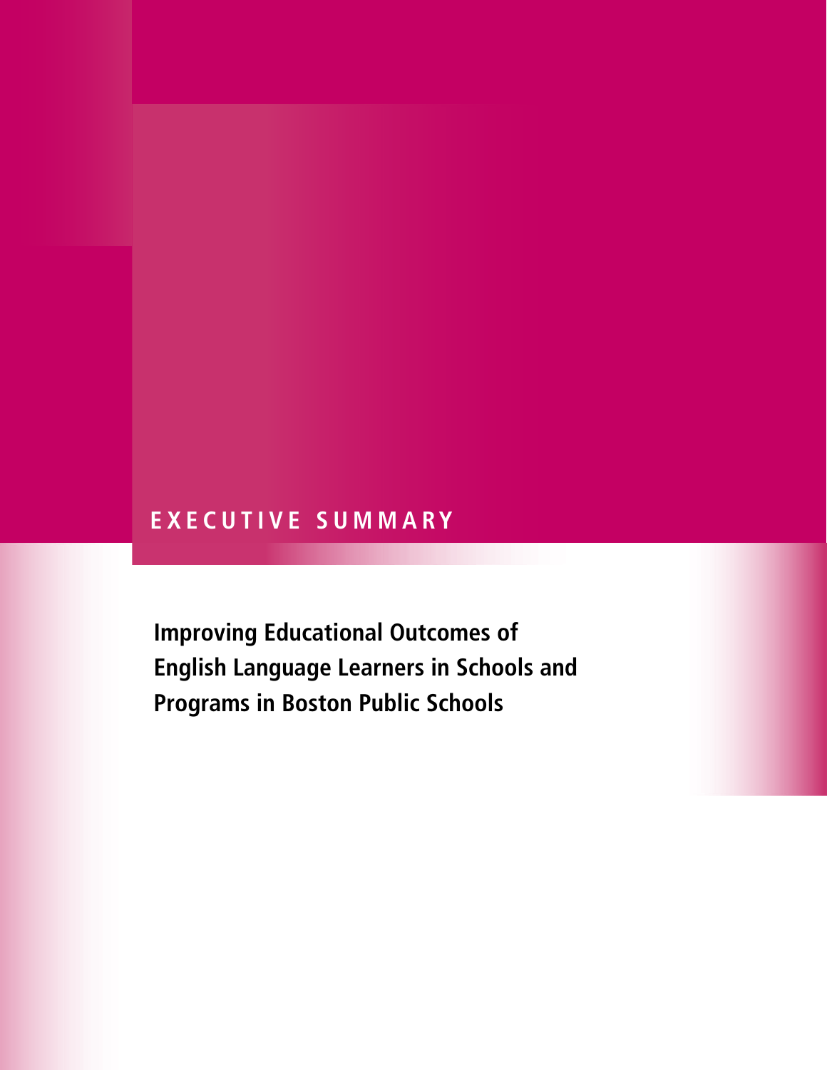# EXECUTIVE SUMMARY

**Improving Educational Outcomes of English Language Learners in Schools and Programs in Boston Public Schools**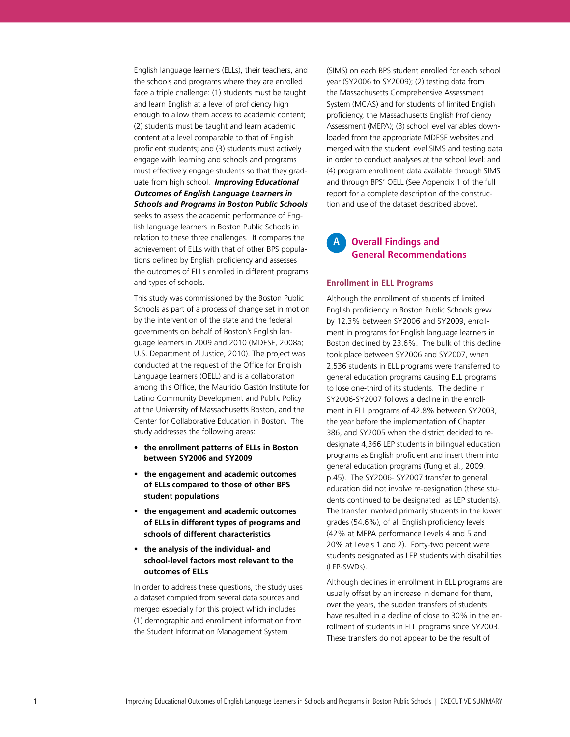English language learners (ELLs), their teachers, and the schools and programs where they are enrolled face a triple challenge: (1) students must be taught and learn English at a level of proficiency high enough to allow them access to academic content; (2) students must be taught and learn academic content at a level comparable to that of English proficient students; and (3) students must actively engage with learning and schools and programs must effectively engage students so that they graduate from high school. ***Improving Educational Outcomes of English Language Learners in Schools and Programs in Boston Public Schools*** seeks to assess the academic performance of English language learners in Boston Public Schools in relation to these three challenges. It compares the achievement of ELLs with that of other BPS populations defined by English proficiency and assesses the outcomes of ELLs enrolled in different programs and types of schools.

This study was commissioned by the Boston Public Schools as part of a process of change set in motion by the intervention of the state and the federal governments on behalf of Boston's English language learners in 2009 and 2010 (MDESE, 2008a; U.S. Department of Justice, 2010). The project was conducted at the request of the Office for English Language Learners (OELL) and is a collaboration among this Office, the Mauricio Gastón Institute for Latino Community Development and Public Policy at the University of Massachusetts Boston, and the Center for Collaborative Education in Boston. The study addresses the following areas:

- **the enrollment patterns of ELLs in Boston between SY2006 and SY2009**
- **the engagement and academic outcomes of ELLs compared to those of other BPS student populations**
- **the engagement and academic outcomes of ELLs in different types of programs and schools of different characteristics**
- **the analysis of the individual- and school-level factors most relevant to the outcomes of ELLs**

In order to address these questions, the study uses a dataset compiled from several data sources and merged especially for this project which includes (1) demographic and enrollment information from the Student Information Management System (SIMS) on each BPS student enrolled for each school year (SY2006 to SY2009); (2) testing data from the Massachusetts Comprehensive Assessment System (MCAS) and for students of limited English proficiency, the Massachusetts English Proficiency Assessment (MEPA); (3) school level variables downloaded from the appropriate MDESE websites and merged with the student level SIMS and testing data in order to conduct analyses at the school level; and (4) program enrollment data available through SIMS and through BPS' OELL (See Appendix 1 of the full report for a complete description of the construction and use of the dataset described above).

## A Overall Findings and General Recommendations

### Enrollment in ELL Programs

Although the enrollment of students of limited English proficiency in Boston Public Schools grew by 12.3% between SY2006 and SY2009, enrollment in programs for English language learners in Boston declined by 23.6%. The bulk of this decline took place between SY2006 and SY2007, when 2,536 students in ELL programs were transferred to general education programs causing ELL programs to lose one-third of its students. The decline in SY2006-SY2007 follows a decline in the enrollment in ELL programs of 42.8% between SY2003, the year before the implementation of Chapter 386, and SY2005 when the district decided to re-designate 4,366 LEP students in bilingual education programs as English proficient and insert them into general education programs (Tung et al., 2009, p.45). The SY2006- SY2007 transfer to general education did not involve re-designation (these students continued to be designated as LEP students). The transfer involved primarily students in the lower grades (54.6%), of all English proficiency levels (42% at MEPA performance Levels 4 and 5 and 20% at Levels 1 and 2). Forty-two percent were students designated as LEP students with disabilities (LEP-SWDs).

Although declines in enrollment in ELL programs are usually offset by an increase in demand for them, over the years, the sudden transfers of students have resulted in a decline of close to 30% in the enrollment of students in ELL programs since SY2003. These transfers do not appear to be the result of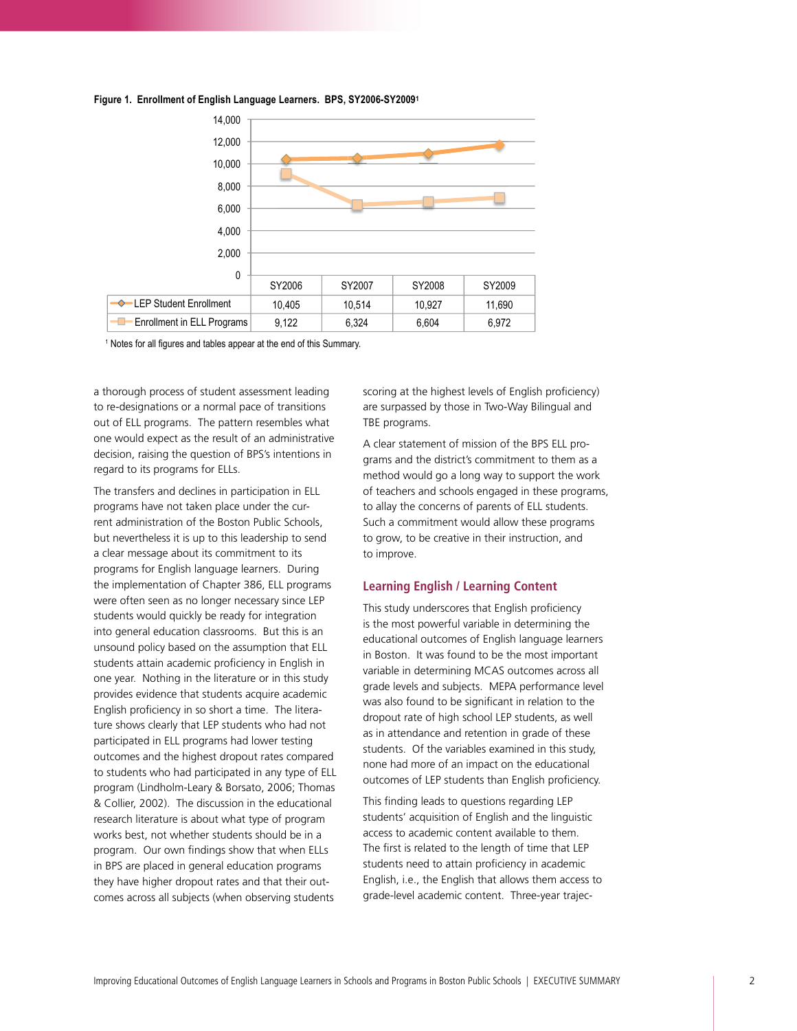**Figure 1. Enrollment of English Language Learners. BPS, SY2006-SY2009**[1]

| | SY2006 | SY2007 | SY2008 | SY2009 |
|---|---|---|---|---|
| LEP Student Enrollment | 10,405 | 10,514 | 10,927 | 11,690 |
| Enrollment in ELL Programs | 9,122 | 6,324 | 6,604 | 6,972 |

[1] Notes for all figures and tables appear at the end of this Summary.

a thorough process of student assessment leading to re-designations or a normal pace of transitions out of ELL programs. The pattern resembles what one would expect as the result of an administrative decision, raising the question of BPS's intentions in regard to its programs for ELLs.

The transfers and declines in participation in ELL programs have not taken place under the current administration of the Boston Public Schools, but nevertheless it is up to this leadership to send a clear message about its commitment to its programs for English language learners. During the implementation of Chapter 386, ELL programs were often seen as no longer necessary since LEP students would quickly be ready for integration into general education classrooms. But this is an unsound policy based on the assumption that ELL students attain academic proficiency in English in one year. Nothing in the literature or in this study provides evidence that students acquire academic English proficiency in so short a time. The literature shows clearly that LEP students who had not participated in ELL programs had lower testing outcomes and the highest dropout rates compared to students who had participated in any type of ELL program (Lindholm-Leary & Borsato, 2006; Thomas & Collier, 2002). The discussion in the educational research literature is about what type of program works best, not whether students should be in a program. Our own findings show that when ELLs in BPS are placed in general education programs they have higher dropout rates and that their outcomes across all subjects (when observing students scoring at the highest levels of English proficiency) are surpassed by those in Two-Way Bilingual and TBE programs.

A clear statement of mission of the BPS ELL programs and the district's commitment to them as a method would go a long way to support the work of teachers and schools engaged in these programs, to allay the concerns of parents of ELL students. Such a commitment would allow these programs to grow, to be creative in their instruction, and to improve.

## Learning English / Learning Content

This study underscores that English proficiency is the most powerful variable in determining the educational outcomes of English language learners in Boston. It was found to be the most important variable in determining MCAS outcomes across all grade levels and subjects. MEPA performance level was also found to be significant in relation to the dropout rate of high school LEP students, as well as in attendance and retention in grade of these students. Of the variables examined in this study, none had more of an impact on the educational outcomes of LEP students than English proficiency.

This finding leads to questions regarding LEP students' acquisition of English and the linguistic access to academic content available to them. The first is related to the length of time that LEP students need to attain proficiency in academic English, i.e., the English that allows them access to grade-level academic content. Three-year trajec-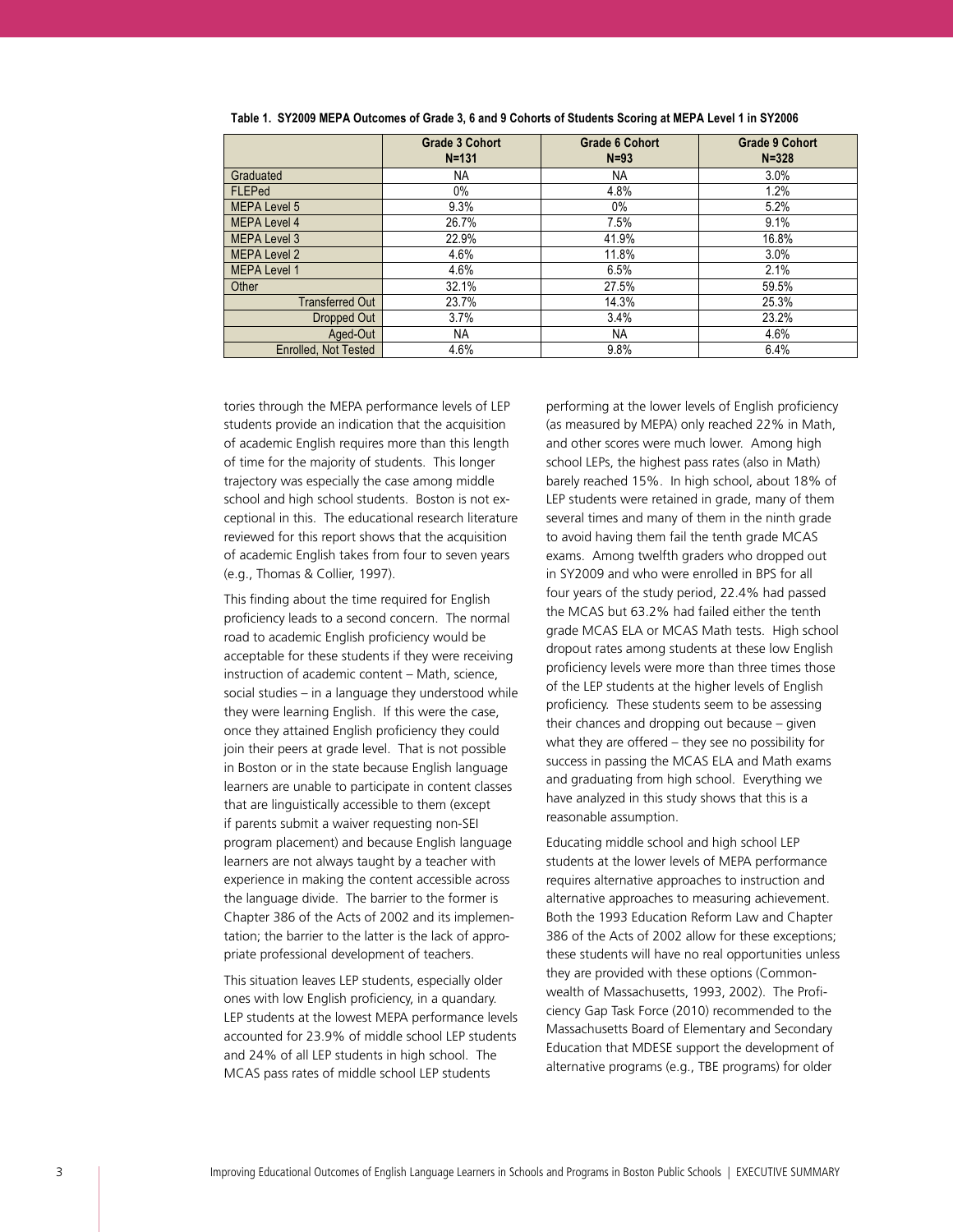**Table 1. SY2009 MEPA Outcomes of Grade 3, 6 and 9 Cohorts of Students Scoring at MEPA Level 1 in SY2006**

| | Grade 3 Cohort N=131 | Grade 6 Cohort N=93 | Grade 9 Cohort N=328 |
|---|---|---|---|
| Graduated | NA | NA | 3.0% |
| FLEPed | 0% | 4.8% | 1.2% |
| MEPA Level 5 | 9.3% | 0% | 5.2% |
| MEPA Level 4 | 26.7% | 7.5% | 9.1% |
| MEPA Level 3 | 22.9% | 41.9% | 16.8% |
| MEPA Level 2 | 4.6% | 11.8% | 3.0% |
| MEPA Level 1 | 4.6% | 6.5% | 2.1% |
| Other | 32.1% | 27.5% | 59.5% |
| Transferred Out | 23.7% | 14.3% | 25.3% |
| Dropped Out | 3.7% | 3.4% | 23.2% |
| Aged-Out | NA | NA | 4.6% |
| Enrolled, Not Tested | 4.6% | 9.8% | 6.4% |

tories through the MEPA performance levels of LEP students provide an indication that the acquisition of academic English requires more than this length of time for the majority of students. This longer trajectory was especially the case among middle school and high school students. Boston is not exceptional in this. The educational research literature reviewed for this report shows that the acquisition of academic English takes from four to seven years (e.g., Thomas & Collier, 1997).

This finding about the time required for English proficiency leads to a second concern. The normal road to academic English proficiency would be acceptable for these students if they were receiving instruction of academic content – Math, science, social studies – in a language they understood while they were learning English. If this were the case, once they attained English proficiency they could join their peers at grade level. That is not possible in Boston or in the state because English language learners are unable to participate in content classes that are linguistically accessible to them (except if parents submit a waiver requesting non-SEI program placement) and because English language learners are not always taught by a teacher with experience in making the content accessible across the language divide. The barrier to the former is Chapter 386 of the Acts of 2002 and its implementation; the barrier to the latter is the lack of appropriate professional development of teachers.

This situation leaves LEP students, especially older ones with low English proficiency, in a quandary. LEP students at the lowest MEPA performance levels accounted for 23.9% of middle school LEP students and 24% of all LEP students in high school. The MCAS pass rates of middle school LEP students performing at the lower levels of English proficiency (as measured by MEPA) only reached 22% in Math, and other scores were much lower. Among high school LEPs, the highest pass rates (also in Math) barely reached 15%. In high school, about 18% of LEP students were retained in grade, many of them several times and many of them in the ninth grade to avoid having them fail the tenth grade MCAS exams. Among twelfth graders who dropped out in SY2009 and who were enrolled in BPS for all four years of the study period, 22.4% had passed the MCAS but 63.2% had failed either the tenth grade MCAS ELA or MCAS Math tests. High school dropout rates among students at these low English proficiency levels were more than three times those of the LEP students at the higher levels of English proficiency. These students seem to be assessing their chances and dropping out because – given what they are offered – they see no possibility for success in passing the MCAS ELA and Math exams and graduating from high school. Everything we have analyzed in this study shows that this is a reasonable assumption.

Educating middle school and high school LEP students at the lower levels of MEPA performance requires alternative approaches to instruction and alternative approaches to measuring achievement. Both the 1993 Education Reform Law and Chapter 386 of the Acts of 2002 allow for these exceptions; these students will have no real opportunities unless they are provided with these options (Commonwealth of Massachusetts, 1993, 2002). The Proficiency Gap Task Force (2010) recommended to the Massachusetts Board of Elementary and Secondary Education that MDESE support the development of alternative programs (e.g., TBE programs) for older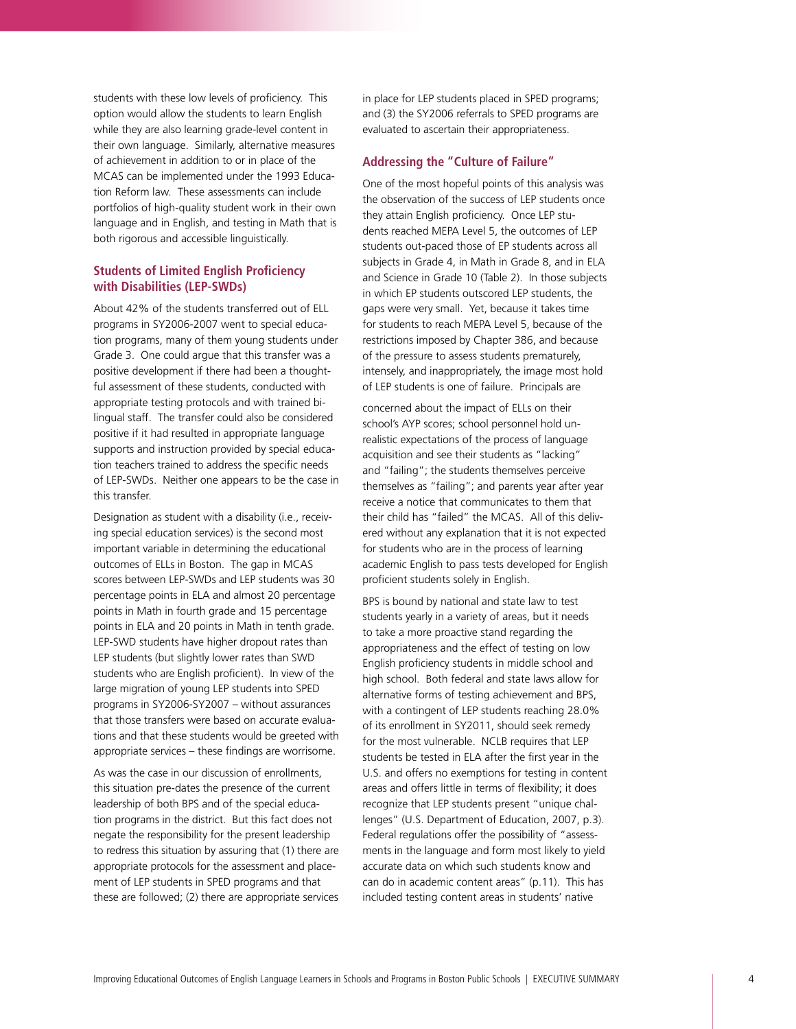students with these low levels of proficiency. This option would allow the students to learn English while they are also learning grade-level content in their own language. Similarly, alternative measures of achievement in addition to or in place of the MCAS can be implemented under the 1993 Education Reform law. These assessments can include portfolios of high-quality student work in their own language and in English, and testing in Math that is both rigorous and accessible linguistically.

### Students of Limited English Proficiency with Disabilities (LEP-SWDs)

About 42% of the students transferred out of ELL programs in SY2006-2007 went to special education programs, many of them young students under Grade 3. One could argue that this transfer was a positive development if there had been a thoughtful assessment of these students, conducted with appropriate testing protocols and with trained bilingual staff. The transfer could also be considered positive if it had resulted in appropriate language supports and instruction provided by special education teachers trained to address the specific needs of LEP-SWDs. Neither one appears to be the case in this transfer.

Designation as student with a disability (i.e., receiving special education services) is the second most important variable in determining the educational outcomes of ELLs in Boston. The gap in MCAS scores between LEP-SWDs and LEP students was 30 percentage points in ELA and almost 20 percentage points in Math in fourth grade and 15 percentage points in ELA and 20 points in Math in tenth grade. LEP-SWD students have higher dropout rates than LEP students (but slightly lower rates than SWD students who are English proficient). In view of the large migration of young LEP students into SPED programs in SY2006-SY2007 – without assurances that those transfers were based on accurate evaluations and that these students would be greeted with appropriate services – these findings are worrisome.

As was the case in our discussion of enrollments, this situation pre-dates the presence of the current leadership of both BPS and of the special education programs in the district. But this fact does not negate the responsibility for the present leadership to redress this situation by assuring that (1) there are appropriate protocols for the assessment and placement of LEP students in SPED programs and that these are followed; (2) there are appropriate services in place for LEP students placed in SPED programs; and (3) the SY2006 referrals to SPED programs are evaluated to ascertain their appropriateness.

### Addressing the "Culture of Failure"

One of the most hopeful points of this analysis was the observation of the success of LEP students once they attain English proficiency. Once LEP students reached MEPA Level 5, the outcomes of LEP students out-paced those of EP students across all subjects in Grade 4, in Math in Grade 8, and in ELA and Science in Grade 10 (Table 2). In those subjects in which EP students outscored LEP students, the gaps were very small. Yet, because it takes time for students to reach MEPA Level 5, because of the restrictions imposed by Chapter 386, and because of the pressure to assess students prematurely, intensely, and inappropriately, the image most hold of LEP students is one of failure. Principals are concerned about the impact of ELLs on their school's AYP scores; school personnel hold unrealistic expectations of the process of language acquisition and see their students as "lacking" and "failing"; the students themselves perceive themselves as "failing"; and parents year after year receive a notice that communicates to them that their child has "failed" the MCAS. All of this delivered without any explanation that it is not expected for students who are in the process of learning academic English to pass tests developed for English proficient students solely in English.

BPS is bound by national and state law to test students yearly in a variety of areas, but it needs to take a more proactive stand regarding the appropriateness and the effect of testing on low English proficiency students in middle school and high school. Both federal and state laws allow for alternative forms of testing achievement and BPS, with a contingent of LEP students reaching 28.0% of its enrollment in SY2011, should seek remedy for the most vulnerable. NCLB requires that LEP students be tested in ELA after the first year in the U.S. and offers no exemptions for testing in content areas and offers little in terms of flexibility; it does recognize that LEP students present "unique challenges" (U.S. Department of Education, 2007, p.3). Federal regulations offer the possibility of "assessments in the language and form most likely to yield accurate data on which such students know and can do in academic content areas" (p.11). This has included testing content areas in students' native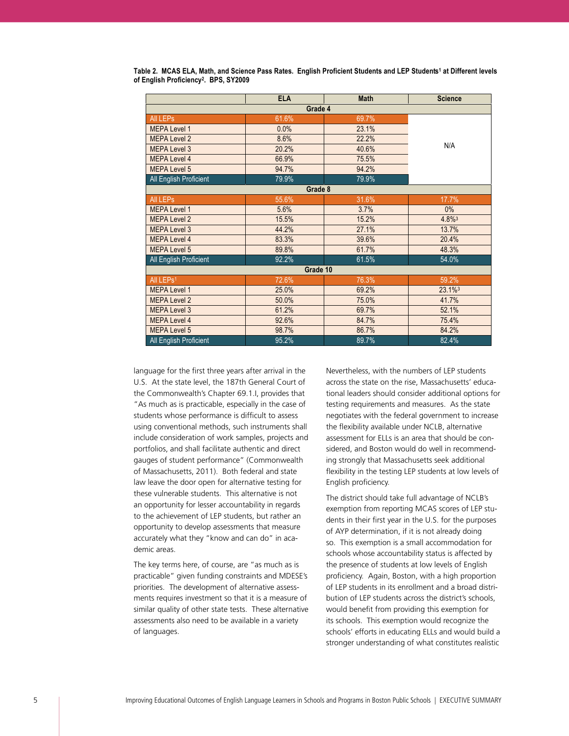**Table 2. MCAS ELA, Math, and Science Pass Rates. English Proficient Students and LEP Students[1] at Different levels of English Proficiency[2]. BPS, SY2009**

| | ELA | Math | Science |
|---|---|---|---|
| **Grade 4** | | | |
| All LEPs | 61.6% | 69.7% | N/A |
| MEPA Level 1 | 0.0% | 23.1% | |
| MEPA Level 2 | 8.6% | 22.2% | |
| MEPA Level 3 | 20.2% | 40.6% | |
| MEPA Level 4 | 66.9% | 75.5% | |
| MEPA Level 5 | 94.7% | 94.2% | |
| All English Proficient | 79.9% | 79.9% | |
| **Grade 8** | | | |
| All LEPs | 55.6% | 31.6% | 17.7% |
| MEPA Level 1 | 5.6% | 3.7% | 0% |
| MEPA Level 2 | 15.5% | 15.2% | 4.8%[3] |
| MEPA Level 3 | 44.2% | 27.1% | 13.7% |
| MEPA Level 4 | 83.3% | 39.6% | 20.4% |
| MEPA Level 5 | 89.8% | 61.7% | 48.3% |
| All English Proficient | 92.2% | 61.5% | 54.0% |
| **Grade 10** | | | |
| All LEPs[1] | 72.6% | 76.3% | 59.2% |
| MEPA Level 1 | 25.0% | 69.2% | 23.1%[3] |
| MEPA Level 2 | 50.0% | 75.0% | 41.7% |
| MEPA Level 3 | 61.2% | 69.7% | 52.1% |
| MEPA Level 4 | 92.6% | 84.7% | 75.4% |
| MEPA Level 5 | 98.7% | 86.7% | 84.2% |
| All English Proficient | 95.2% | 89.7% | 82.4% |

language for the first three years after arrival in the U.S. At the state level, the 187th General Court of the Commonwealth's Chapter 69.1.I, provides that "As much as is practicable, especially in the case of students whose performance is difficult to assess using conventional methods, such instruments shall include consideration of work samples, projects and portfolios, and shall facilitate authentic and direct gauges of student performance" (Commonwealth of Massachusetts, 2011). Both federal and state law leave the door open for alternative testing for these vulnerable students. This alternative is not an opportunity for lesser accountability in regards to the achievement of LEP students, but rather an opportunity to develop assessments that measure accurately what they "know and can do" in academic areas.

The key terms here, of course, are "as much as is practicable" given funding constraints and MDESE's priorities. The development of alternative assessments requires investment so that it is a measure of similar quality of other state tests. These alternative assessments also need to be available in a variety of languages.

Nevertheless, with the numbers of LEP students across the state on the rise, Massachusetts' educational leaders should consider additional options for testing requirements and measures. As the state negotiates with the federal government to increase the flexibility available under NCLB, alternative assessment for ELLs is an area that should be considered, and Boston would do well in recommending strongly that Massachusetts seek additional flexibility in the testing LEP students at low levels of English proficiency.

The district should take full advantage of NCLB's exemption from reporting MCAS scores of LEP students in their first year in the U.S. for the purposes of AYP determination, if it is not already doing so. This exemption is a small accommodation for schools whose accountability status is affected by the presence of students at low levels of English proficiency. Again, Boston, with a high proportion of LEP students in its enrollment and a broad distribution of LEP students across the district's schools, would benefit from providing this exemption for its schools. This exemption would recognize the schools' efforts in educating ELLs and would build a stronger understanding of what constitutes realistic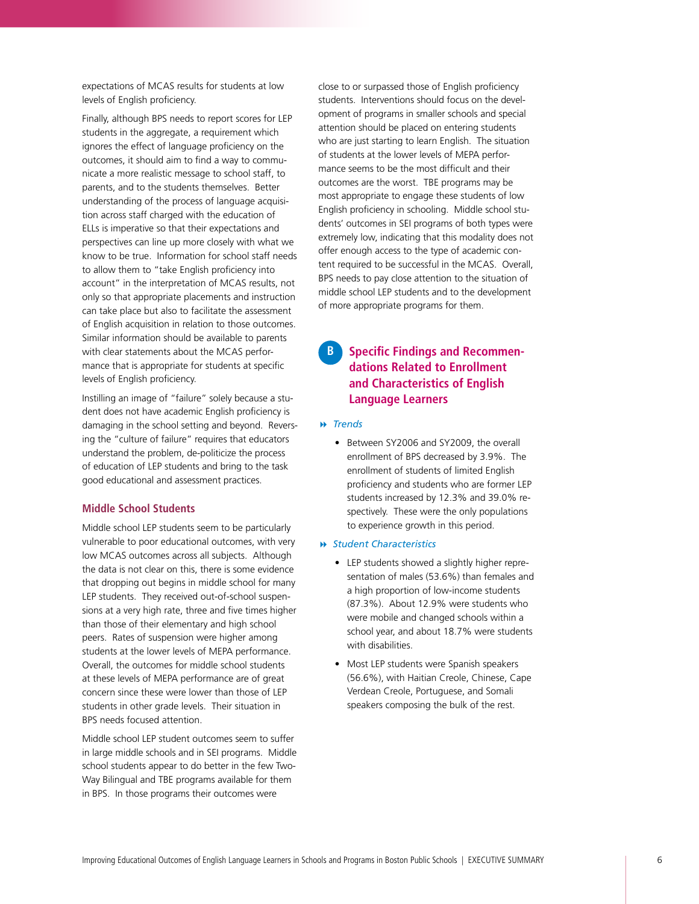expectations of MCAS results for students at low levels of English proficiency.

Finally, although BPS needs to report scores for LEP students in the aggregate, a requirement which ignores the effect of language proficiency on the outcomes, it should aim to find a way to communicate a more realistic message to school staff, to parents, and to the students themselves. Better understanding of the process of language acquisition across staff charged with the education of ELLs is imperative so that their expectations and perspectives can line up more closely with what we know to be true. Information for school staff needs to allow them to "take English proficiency into account" in the interpretation of MCAS results, not only so that appropriate placements and instruction can take place but also to facilitate the assessment of English acquisition in relation to those outcomes. Similar information should be available to parents with clear statements about the MCAS performance that is appropriate for students at specific levels of English proficiency.

Instilling an image of "failure" solely because a student does not have academic English proficiency is damaging in the school setting and beyond. Reversing the "culture of failure" requires that educators understand the problem, de-politicize the process of education of LEP students and bring to the task good educational and assessment practices.

### Middle School Students

Middle school LEP students seem to be particularly vulnerable to poor educational outcomes, with very low MCAS outcomes across all subjects. Although the data is not clear on this, there is some evidence that dropping out begins in middle school for many LEP students. They received out-of-school suspensions at a very high rate, three and five times higher than those of their elementary and high school peers. Rates of suspension were higher among students at the lower levels of MEPA performance. Overall, the outcomes for middle school students at these levels of MEPA performance are of great concern since these were lower than those of LEP students in other grade levels. Their situation in BPS needs focused attention.

Middle school LEP student outcomes seem to suffer in large middle schools and in SEI programs. Middle school students appear to do better in the few Two-Way Bilingual and TBE programs available for them in BPS. In those programs their outcomes were close to or surpassed those of English proficiency students. Interventions should focus on the development of programs in smaller schools and special attention should be placed on entering students who are just starting to learn English. The situation of students at the lower levels of MEPA performance seems to be the most difficult and their outcomes are the worst. TBE programs may be most appropriate to engage these students of low English proficiency in schooling. Middle school students' outcomes in SEI programs of both types were extremely low, indicating that this modality does not offer enough access to the type of academic content required to be successful in the MCAS. Overall, BPS needs to pay close attention to the situation of middle school LEP students and to the development of more appropriate programs for them.

## B Specific Findings and Recommendations Related to Enrollment and Characteristics of English Language Learners

#### *Trends*

- Between SY2006 and SY2009, the overall enrollment of BPS decreased by 3.9%. The enrollment of students of limited English proficiency and students who are former LEP students increased by 12.3% and 39.0% respectively. These were the only populations to experience growth in this period.

#### *Student Characteristics*

- LEP students showed a slightly higher representation of males (53.6%) than females and a high proportion of low-income students (87.3%). About 12.9% were students who were mobile and changed schools within a school year, and about 18.7% were students with disabilities.
- Most LEP students were Spanish speakers (56.6%), with Haitian Creole, Chinese, Cape Verdean Creole, Portuguese, and Somali speakers composing the bulk of the rest.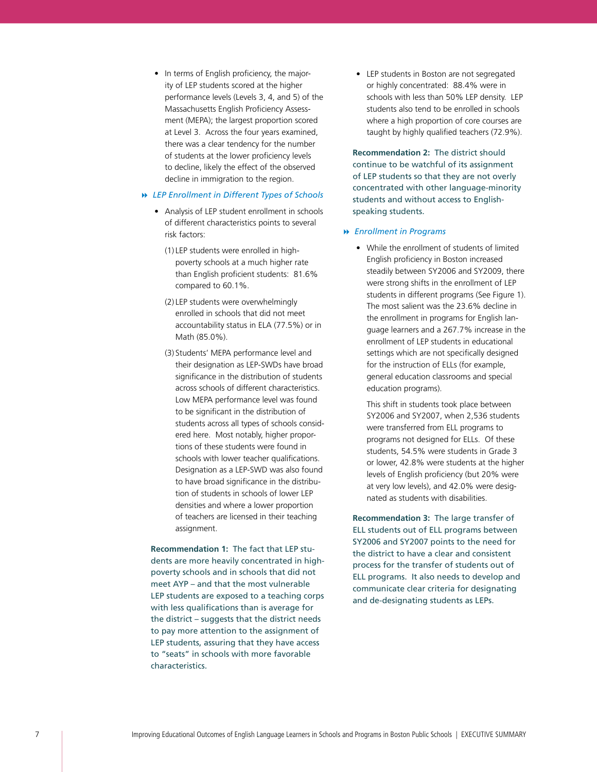- In terms of English proficiency, the majority of LEP students scored at the higher performance levels (Levels 3, 4, and 5) of the Massachusetts English Proficiency Assessment (MEPA); the largest proportion scored at Level 3. Across the four years examined, there was a clear tendency for the number of students at the lower proficiency levels to decline, likely the effect of the observed decline in immigration to the region.

### *LEP Enrollment in Different Types of Schools*

- Analysis of LEP student enrollment in schools of different characteristics points to several risk factors:

  (1) LEP students were enrolled in high-poverty schools at a much higher rate than English proficient students: 81.6% compared to 60.1%.

  (2) LEP students were overwhelmingly enrolled in schools that did not meet accountability status in ELA (77.5%) or in Math (85.0%).

  (3) Students' MEPA performance level and their designation as LEP-SWDs have broad significance in the distribution of students across schools of different characteristics. Low MEPA performance level was found to be significant in the distribution of students across all types of schools considered here. Most notably, higher proportions of these students were found in schools with lower teacher qualifications. Designation as a LEP-SWD was also found to have broad significance in the distribution of students in schools of lower LEP densities and where a lower proportion of teachers are licensed in their teaching assignment.

**Recommendation 1:** The fact that LEP students are more heavily concentrated in high-poverty schools and in schools that did not meet AYP – and that the most vulnerable LEP students are exposed to a teaching corps with less qualifications than is average for the district – suggests that the district needs to pay more attention to the assignment of LEP students, assuring that they have access to "seats" in schools with more favorable characteristics.

- LEP students in Boston are not segregated or highly concentrated: 88.4% were in schools with less than 50% LEP density. LEP students also tend to be enrolled in schools where a high proportion of core courses are taught by highly qualified teachers (72.9%).

**Recommendation 2:** The district should continue to be watchful of its assignment of LEP students so that they are not overly concentrated with other language-minority students and without access to English-speaking students.

### *Enrollment in Programs*

- While the enrollment of students of limited English proficiency in Boston increased steadily between SY2006 and SY2009, there were strong shifts in the enrollment of LEP students in different programs (See Figure 1). The most salient was the 23.6% decline in the enrollment in programs for English language learners and a 267.7% increase in the enrollment of LEP students in educational settings which are not specifically designed for the instruction of ELLs (for example, general education classrooms and special education programs).

  This shift in students took place between SY2006 and SY2007, when 2,536 students were transferred from ELL programs to programs not designed for ELLs. Of these students, 54.5% were students in Grade 3 or lower, 42.8% were students at the higher levels of English proficiency (but 20% were at very low levels), and 42.0% were designated as students with disabilities.

**Recommendation 3:** The large transfer of ELL students out of ELL programs between SY2006 and SY2007 points to the need for the district to have a clear and consistent process for the transfer of students out of ELL programs. It also needs to develop and communicate clear criteria for designating and de-designating students as LEPs.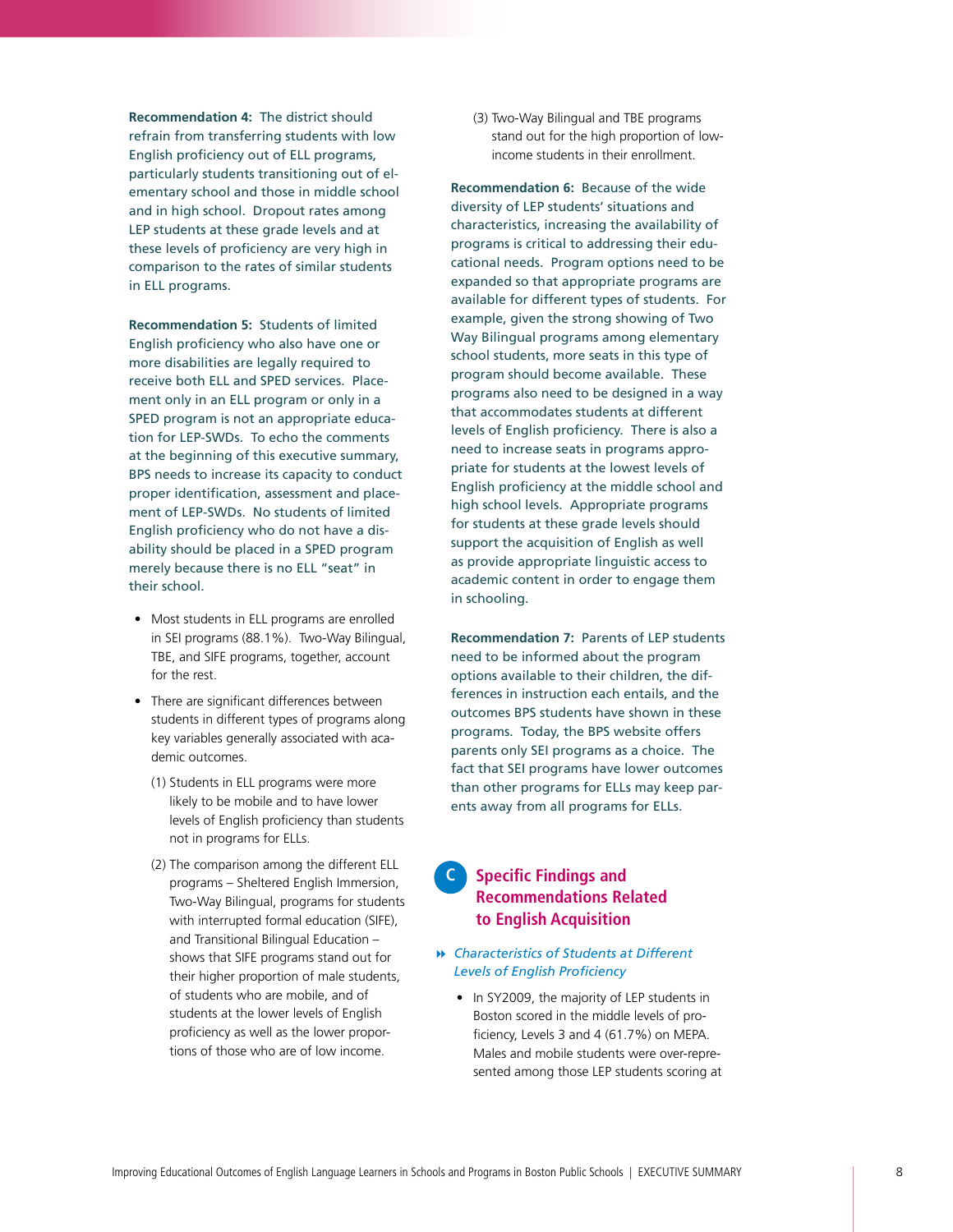**Recommendation 4:** The district should refrain from transferring students with low English proficiency out of ELL programs, particularly students transitioning out of elementary school and those in middle school and in high school. Dropout rates among LEP students at these grade levels and at these levels of proficiency are very high in comparison to the rates of similar students in ELL programs.

**Recommendation 5:** Students of limited English proficiency who also have one or more disabilities are legally required to receive both ELL and SPED services. Placement only in an ELL program or only in a SPED program is not an appropriate education for LEP-SWDs. To echo the comments at the beginning of this executive summary, BPS needs to increase its capacity to conduct proper identification, assessment and placement of LEP-SWDs. No students of limited English proficiency who do not have a disability should be placed in a SPED program merely because there is no ELL "seat" in their school.

- Most students in ELL programs are enrolled in SEI programs (88.1%). Two-Way Bilingual, TBE, and SIFE programs, together, account for the rest.
- There are significant differences between students in different types of programs along key variables generally associated with academic outcomes.
  (1) Students in ELL programs were more likely to be mobile and to have lower levels of English proficiency than students not in programs for ELLs.
  (2) The comparison among the different ELL programs – Sheltered English Immersion, Two-Way Bilingual, programs for students with interrupted formal education (SIFE), and Transitional Bilingual Education – shows that SIFE programs stand out for their higher proportion of male students, of students who are mobile, and of students at the lower levels of English proficiency as well as the lower proportions of those who are of low income.
  (3) Two-Way Bilingual and TBE programs stand out for the high proportion of low-income students in their enrollment.

**Recommendation 6:** Because of the wide diversity of LEP students' situations and characteristics, increasing the availability of programs is critical to addressing their educational needs. Program options need to be expanded so that appropriate programs are available for different types of students. For example, given the strong showing of Two Way Bilingual programs among elementary school students, more seats in this type of program should become available. These programs also need to be designed in a way that accommodates students at different levels of English proficiency. There is also a need to increase seats in programs appropriate for students at the lowest levels of English proficiency at the middle school and high school levels. Appropriate programs for students at these grade levels should support the acquisition of English as well as provide appropriate linguistic access to academic content in order to engage them in schooling.

**Recommendation 7:** Parents of LEP students need to be informed about the program options available to their children, the differences in instruction each entails, and the outcomes BPS students have shown in these programs. Today, the BPS website offers parents only SEI programs as a choice. The fact that SEI programs have lower outcomes than other programs for ELLs may keep parents away from all programs for ELLs.

## C Specific Findings and Recommendations Related to English Acquisition

*Characteristics of Students at Different Levels of English Proficiency*

- In SY2009, the majority of LEP students in Boston scored in the middle levels of proficiency, Levels 3 and 4 (61.7%) on MEPA. Males and mobile students were over-represented among those LEP students scoring at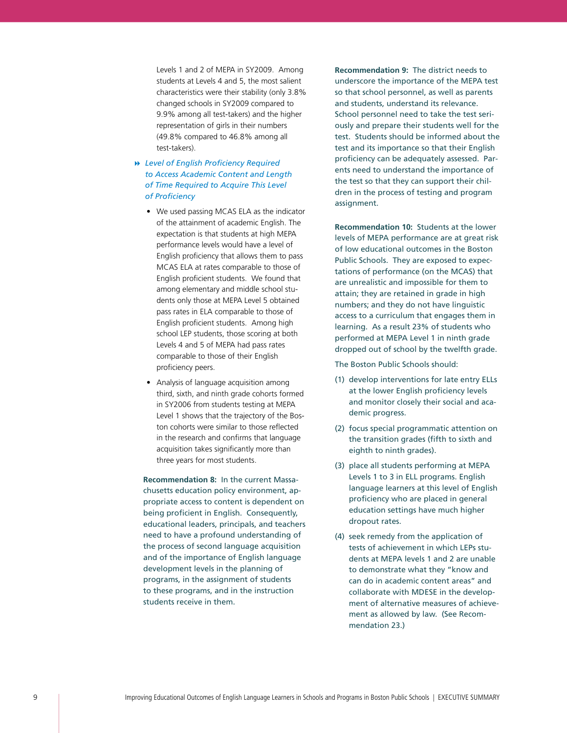Levels 1 and 2 of MEPA in SY2009. Among students at Levels 4 and 5, the most salient characteristics were their stability (only 3.8% changed schools in SY2009 compared to 9.9% among all test-takers) and the higher representation of girls in their numbers (49.8% compared to 46.8% among all test-takers).

### *Level of English Proficiency Required to Access Academic Content and Length of Time Required to Acquire This Level of Proficiency*

- We used passing MCAS ELA as the indicator of the attainment of academic English. The expectation is that students at high MEPA performance levels would have a level of English proficiency that allows them to pass MCAS ELA at rates comparable to those of English proficient students. We found that among elementary and middle school students only those at MEPA Level 5 obtained pass rates in ELA comparable to those of English proficient students. Among high school LEP students, those scoring at both Levels 4 and 5 of MEPA had pass rates comparable to those of their English proficiency peers.
- Analysis of language acquisition among third, sixth, and ninth grade cohorts formed in SY2006 from students testing at MEPA Level 1 shows that the trajectory of the Boston cohorts were similar to those reflected in the research and confirms that language acquisition takes significantly more than three years for most students.

**Recommendation 8:** In the current Massachusetts education policy environment, appropriate access to content is dependent on being proficient in English. Consequently, educational leaders, principals, and teachers need to have a profound understanding of the process of second language acquisition and of the importance of English language development levels in the planning of programs, in the assignment of students to these programs, and in the instruction students receive in them.

**Recommendation 9:** The district needs to underscore the importance of the MEPA test so that school personnel, as well as parents and students, understand its relevance. School personnel need to take the test seriously and prepare their students well for the test. Students should be informed about the test and its importance so that their English proficiency can be adequately assessed. Parents need to understand the importance of the test so that they can support their children in the process of testing and program assignment.

**Recommendation 10:** Students at the lower levels of MEPA performance are at great risk of low educational outcomes in the Boston Public Schools. They are exposed to expectations of performance (on the MCAS) that are unrealistic and impossible for them to attain; they are retained in grade in high numbers; and they do not have linguistic access to a curriculum that engages them in learning. As a result 23% of students who performed at MEPA Level 1 in ninth grade dropped out of school by the twelfth grade.

The Boston Public Schools should:

(1) develop interventions for late entry ELLs at the lower English proficiency levels and monitor closely their social and academic progress.

(2) focus special programmatic attention on the transition grades (fifth to sixth and eighth to ninth grades).

(3) place all students performing at MEPA Levels 1 to 3 in ELL programs. English language learners at this level of English proficiency who are placed in general education settings have much higher dropout rates.

(4) seek remedy from the application of tests of achievement in which LEPs students at MEPA levels 1 and 2 are unable to demonstrate what they "know and can do in academic content areas" and collaborate with MDESE in the development of alternative measures of achievement as allowed by law. (See Recommendation 23.)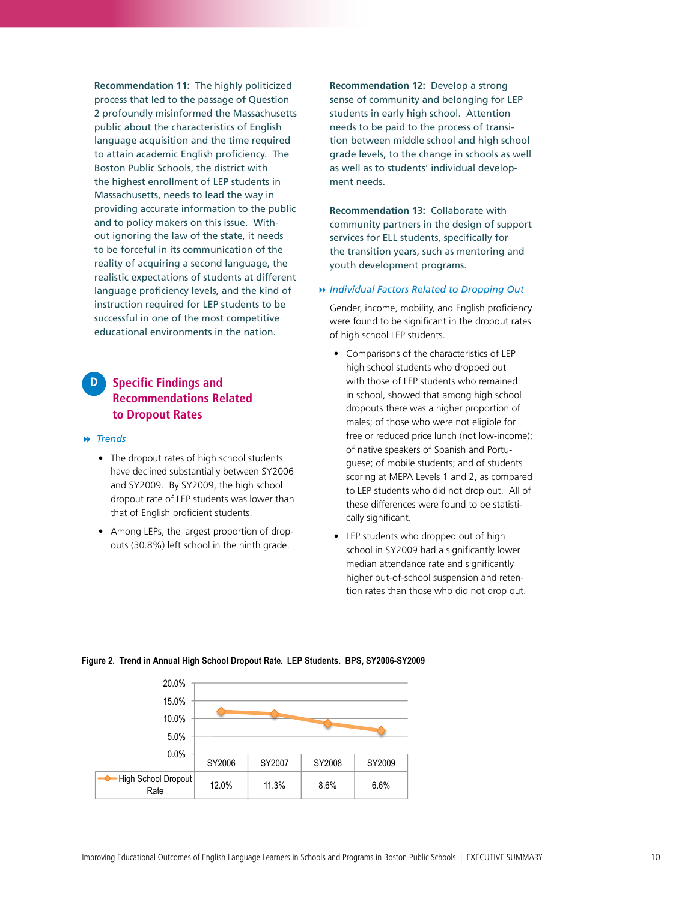**Recommendation 11:** The highly politicized process that led to the passage of Question 2 profoundly misinformed the Massachusetts public about the characteristics of English language acquisition and the time required to attain academic English proficiency. The Boston Public Schools, the district with the highest enrollment of LEP students in Massachusetts, needs to lead the way in providing accurate information to the public and to policy makers on this issue. Without ignoring the law of the state, it needs to be forceful in its communication of the reality of acquiring a second language, the realistic expectations of students at different language proficiency levels, and the kind of instruction required for LEP students to be successful in one of the most competitive educational environments in the nation.

## D Specific Findings and Recommendations Related to Dropout Rates

### *Trends*

- The dropout rates of high school students have declined substantially between SY2006 and SY2009. By SY2009, the high school dropout rate of LEP students was lower than that of English proficient students.
- Among LEPs, the largest proportion of dropouts (30.8%) left school in the ninth grade.

**Recommendation 12:** Develop a strong sense of community and belonging for LEP students in early high school. Attention needs to be paid to the process of transition between middle school and high school grade levels, to the change in schools as well as well as to students' individual development needs.

**Recommendation 13:** Collaborate with community partners in the design of support services for ELL students, specifically for the transition years, such as mentoring and youth development programs.

### *Individual Factors Related to Dropping Out*

Gender, income, mobility, and English proficiency were found to be significant in the dropout rates of high school LEP students.

- Comparisons of the characteristics of LEP high school students who dropped out with those of LEP students who remained in school, showed that among high school dropouts there was a higher proportion of males; of those who were not eligible for free or reduced price lunch (not low-income); of native speakers of Spanish and Portuguese; of mobile students; and of students scoring at MEPA Levels 1 and 2, as compared to LEP students who did not drop out. All of these differences were found to be statistically significant.
- LEP students who dropped out of high school in SY2009 had a significantly lower median attendance rate and significantly higher out-of-school suspension and retention rates than those who did not drop out.

**Figure 2. Trend in Annual High School Dropout Rate. LEP Students. BPS, SY2006-SY2009**

| | SY2006 | SY2007 | SY2008 | SY2009 |
|---|---|---|---|---|
| High School Dropout Rate | 12.0% | 11.3% | 8.6% | 6.6% |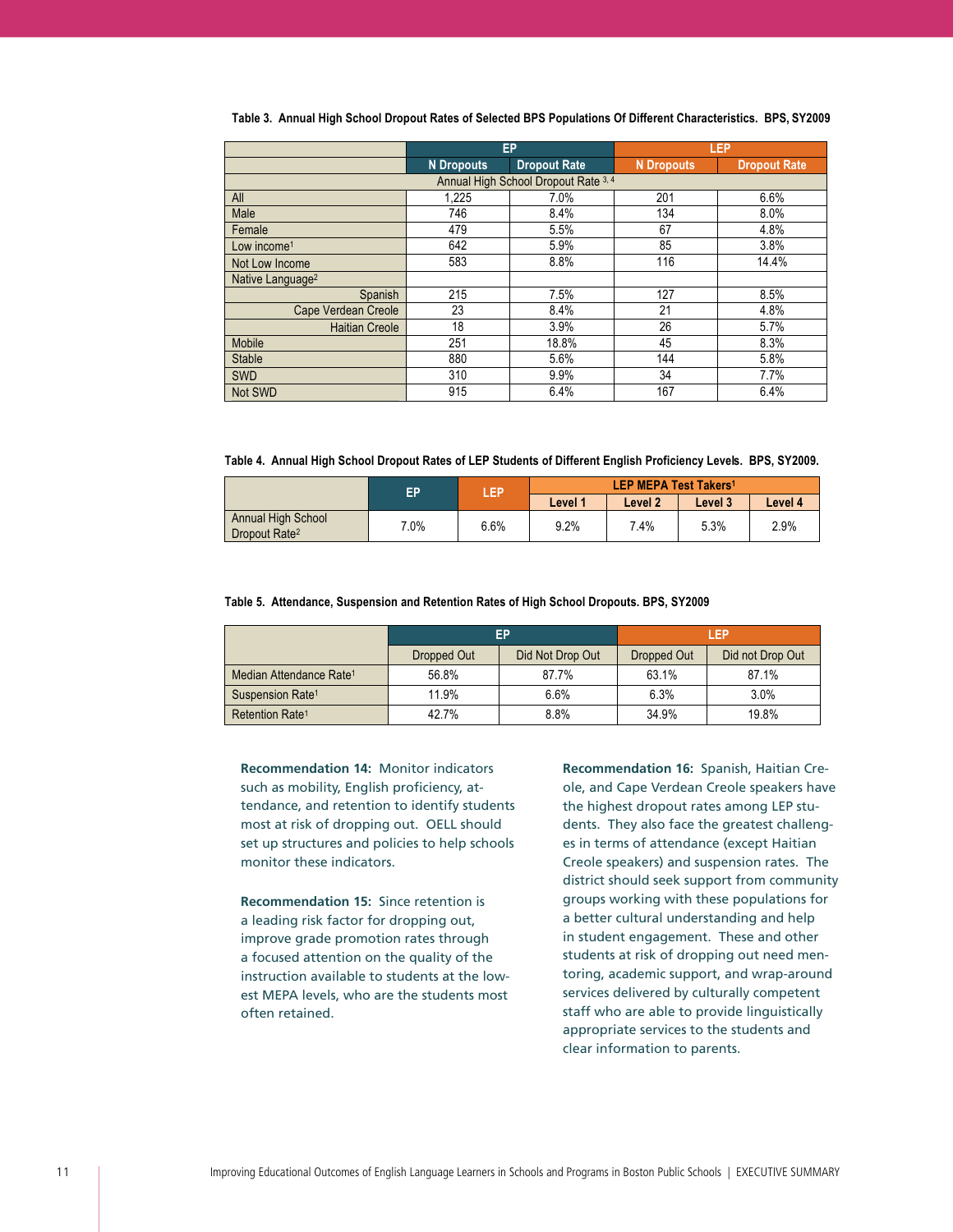**Table 3. Annual High School Dropout Rates of Selected BPS Populations Of Different Characteristics. BPS, SY2009**

| | EP | | LEP | |
|---|---|---|---|---|
| | N Dropouts | Dropout Rate | N Dropouts | Dropout Rate |
| Annual High School Dropout Rate [3, 4] | | | | |
| All | 1,225 | 7.0% | 201 | 6.6% |
| Male | 746 | 8.4% | 134 | 8.0% |
| Female | 479 | 5.5% | 67 | 4.8% |
| Low income[1] | 642 | 5.9% | 85 | 3.8% |
| Not Low Income | 583 | 8.8% | 116 | 14.4% |
| Native Language[2] | | | | |
| Spanish | 215 | 7.5% | 127 | 8.5% |
| Cape Verdean Creole | 23 | 8.4% | 21 | 4.8% |
| Haitian Creole | 18 | 3.9% | 26 | 5.7% |
| Mobile | 251 | 18.8% | 45 | 8.3% |
| Stable | 880 | 5.6% | 144 | 5.8% |
| SWD | 310 | 9.9% | 34 | 7.7% |
| Not SWD | 915 | 6.4% | 167 | 6.4% |

**Table 4. Annual High School Dropout Rates of LEP Students of Different English Proficiency Levels. BPS, SY2009.**

| | EP | LEP | LEP MEPA Test Takers[1] | | | |
|---|---|---|---|---|---|---|
| | | | Level 1 | Level 2 | Level 3 | Level 4 |
| Annual High School Dropout Rate[2] | 7.0% | 6.6% | 9.2% | 7.4% | 5.3% | 2.9% |

**Table 5. Attendance, Suspension and Retention Rates of High School Dropouts. BPS, SY2009**

| | EP | | LEP | |
|---|---|---|---|---|
| | Dropped Out | Did Not Drop Out | Dropped Out | Did not Drop Out |
| Median Attendance Rate[1] | 56.8% | 87.7% | 63.1% | 87.1% |
| Suspension Rate[1] | 11.9% | 6.6% | 6.3% | 3.0% |
| Retention Rate[1] | 42.7% | 8.8% | 34.9% | 19.8% |

**Recommendation 14:** Monitor indicators such as mobility, English proficiency, attendance, and retention to identify students most at risk of dropping out. OELL should set up structures and policies to help schools monitor these indicators.

**Recommendation 15:** Since retention is a leading risk factor for dropping out, improve grade promotion rates through a focused attention on the quality of the instruction available to students at the lowest MEPA levels, who are the students most often retained.

**Recommendation 16:** Spanish, Haitian Creole, and Cape Verdean Creole speakers have the highest dropout rates among LEP students. They also face the greatest challenges in terms of attendance (except Haitian Creole speakers) and suspension rates. The district should seek support from community groups working with these populations for a better cultural understanding and help in student engagement. These and other students at risk of dropping out need mentoring, academic support, and wrap-around services delivered by culturally competent staff who are able to provide linguistically appropriate services to the students and clear information to parents.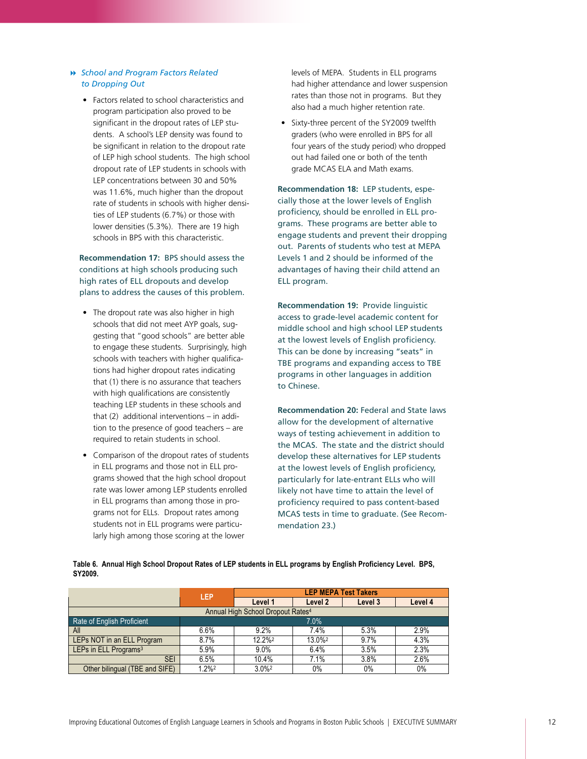### School and Program Factors Related to Dropping Out

- Factors related to school characteristics and program participation also proved to be significant in the dropout rates of LEP students. A school's LEP density was found to be significant in relation to the dropout rate of LEP high school students. The high school dropout rate of LEP students in schools with LEP concentrations between 30 and 50% was 11.6%, much higher than the dropout rate of students in schools with higher densities of LEP students (6.7%) or those with lower densities (5.3%). There are 19 high schools in BPS with this characteristic.

**Recommendation 17:** BPS should assess the conditions at high schools producing such high rates of ELL dropouts and develop plans to address the causes of this problem.

- The dropout rate was also higher in high schools that did not meet AYP goals, suggesting that "good schools" are better able to engage these students. Surprisingly, high schools with teachers with higher qualifications had higher dropout rates indicating that (1) there is no assurance that teachers with high qualifications are consistently teaching LEP students in these schools and that (2) additional interventions – in addition to the presence of good teachers – are required to retain students in school.

- Comparison of the dropout rates of students in ELL programs and those not in ELL programs showed that the high school dropout rate was lower among LEP students enrolled in ELL programs than among those in programs not for ELLs. Dropout rates among students not in ELL programs were particularly high among those scoring at the lower levels of MEPA. Students in ELL programs had higher attendance and lower suspension rates than those not in programs. But they also had a much higher retention rate.

- Sixty-three percent of the SY2009 twelfth graders (who were enrolled in BPS for all four years of the study period) who dropped out had failed one or both of the tenth grade MCAS ELA and Math exams.

**Recommendation 18:** LEP students, especially those at the lower levels of English proficiency, should be enrolled in ELL programs. These programs are better able to engage students and prevent their dropping out. Parents of students who test at MEPA Levels 1 and 2 should be informed of the advantages of having their child attend an ELL program.

**Recommendation 19:** Provide linguistic access to grade-level academic content for middle school and high school LEP students at the lowest levels of English proficiency. This can be done by increasing "seats" in TBE programs and expanding access to TBE programs in other languages in addition to Chinese.

**Recommendation 20:** Federal and State laws allow for the development of alternative ways of testing achievement in addition to the MCAS. The state and the district should develop these alternatives for LEP students at the lowest levels of English proficiency, particularly for late-entrant ELLs who will likely not have time to attain the level of proficiency required to pass content-based MCAS tests in time to graduate. (See Recommendation 23.)

**Table 6. Annual High School Dropout Rates of LEP students in ELL programs by English Proficiency Level. BPS, SY2009.**

| | LEP | LEP MEPA Test Takers | | | |
|---|---|---|---|---|---|
| | | Level 1 | Level 2 | Level 3 | Level 4 |
| Annual High School Dropout Rates[4] | | | | | |
| Rate of English Proficient | 7.0% | | | | |
| All | 6.6% | 9.2% | 7.4% | 5.3% | 2.9% |
| LEPs NOT in an ELL Program | 8.7% | 12.2%[2] | 13.0%[2] | 9.7% | 4.3% |
| LEPs in ELL Programs[3] | 5.9% | 9.0% | 6.4% | 3.5% | 2.3% |
| SEI | 6.5% | 10.4% | 7.1% | 3.8% | 2.6% |
| Other bilingual (TBE and SIFE) | 1.2%[2] | 3.0%[2] | 0% | 0% | 0% |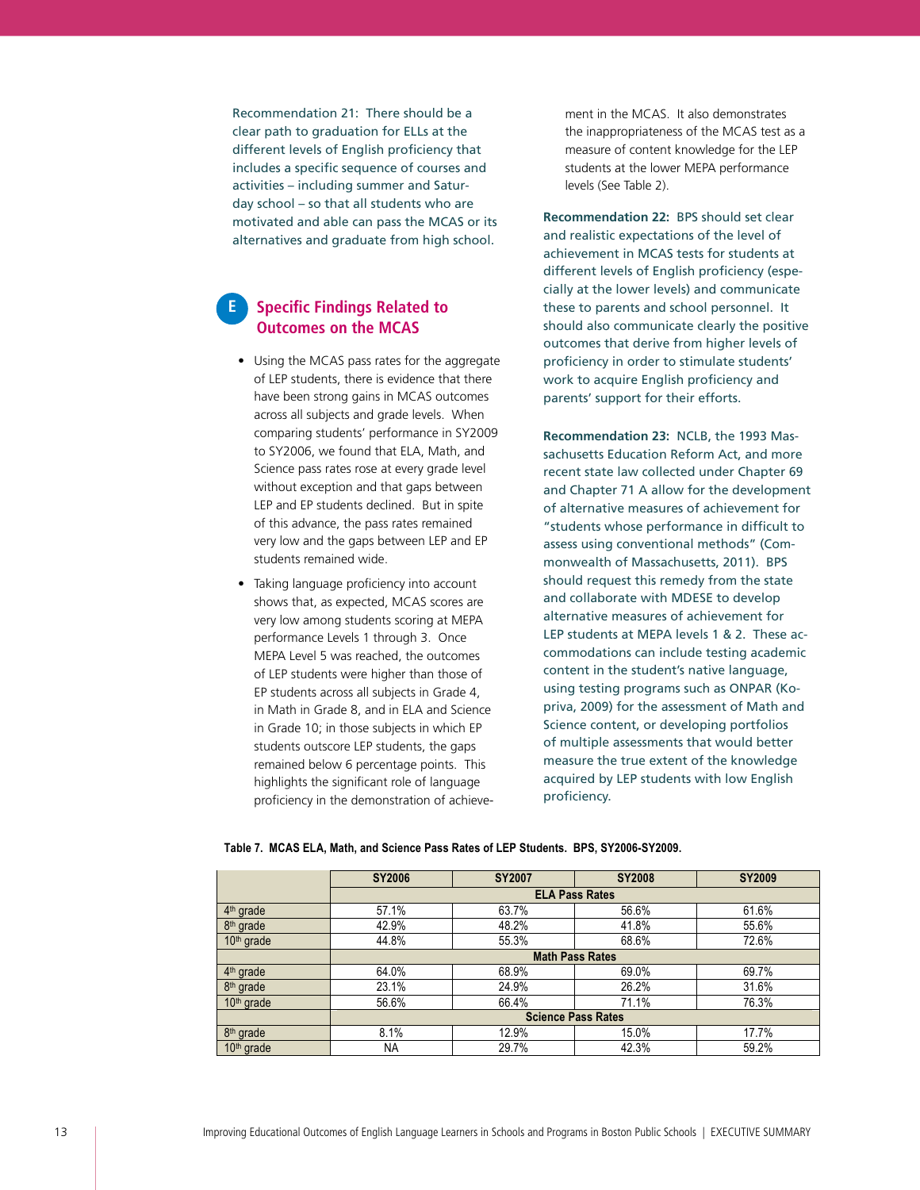Recommendation 21: There should be a clear path to graduation for ELLs at the different levels of English proficiency that includes a specific sequence of courses and activities – including summer and Saturday school – so that all students who are motivated and able can pass the MCAS or its alternatives and graduate from high school.

## E Specific Findings Related to Outcomes on the MCAS

- Using the MCAS pass rates for the aggregate of LEP students, there is evidence that there have been strong gains in MCAS outcomes across all subjects and grade levels. When comparing students' performance in SY2009 to SY2006, we found that ELA, Math, and Science pass rates rose at every grade level without exception and that gaps between LEP and EP students declined. But in spite of this advance, the pass rates remained very low and the gaps between LEP and EP students remained wide.
- Taking language proficiency into account shows that, as expected, MCAS scores are very low among students scoring at MEPA performance Levels 1 through 3. Once MEPA Level 5 was reached, the outcomes of LEP students were higher than those of EP students across all subjects in Grade 4, in Math in Grade 8, and in ELA and Science in Grade 10; in those subjects in which EP students outscore LEP students, the gaps remained below 6 percentage points. This highlights the significant role of language proficiency in the demonstration of achievement in the MCAS. It also demonstrates the inappropriateness of the MCAS test as a measure of content knowledge for the LEP students at the lower MEPA performance levels (See Table 2).

**Recommendation 22:** BPS should set clear and realistic expectations of the level of achievement in MCAS tests for students at different levels of English proficiency (especially at the lower levels) and communicate these to parents and school personnel. It should also communicate clearly the positive outcomes that derive from higher levels of proficiency in order to stimulate students' work to acquire English proficiency and parents' support for their efforts.

**Recommendation 23:** NCLB, the 1993 Massachusetts Education Reform Act, and more recent state law collected under Chapter 69 and Chapter 71 A allow for the development of alternative measures of achievement for "students whose performance in difficult to assess using conventional methods" (Commonwealth of Massachusetts, 2011). BPS should request this remedy from the state and collaborate with MDESE to develop alternative measures of achievement for LEP students at MEPA levels 1 & 2. These accommodations can include testing academic content in the student's native language, using testing programs such as ONPAR (Kopriva, 2009) for the assessment of Math and Science content, or developing portfolios of multiple assessments that would better measure the true extent of the knowledge acquired by LEP students with low English proficiency.

**Table 7. MCAS ELA, Math, and Science Pass Rates of LEP Students. BPS, SY2006-SY2009.**

| | SY2006 | SY2007 | SY2008 | SY2009 |
|---|---|---|---|---|
| | **ELA Pass Rates** | | | |
| 4th grade | 57.1% | 63.7% | 56.6% | 61.6% |
| 8th grade | 42.9% | 48.2% | 41.8% | 55.6% |
| 10th grade | 44.8% | 55.3% | 68.6% | 72.6% |
| | **Math Pass Rates** | | | |
| 4th grade | 64.0% | 68.9% | 69.0% | 69.7% |
| 8th grade | 23.1% | 24.9% | 26.2% | 31.6% |
| 10th grade | 56.6% | 66.4% | 71.1% | 76.3% |
| | **Science Pass Rates** | | | |
| 8th grade | 8.1% | 12.9% | 15.0% | 17.7% |
| 10th grade | NA | 29.7% | 42.3% | 59.2% |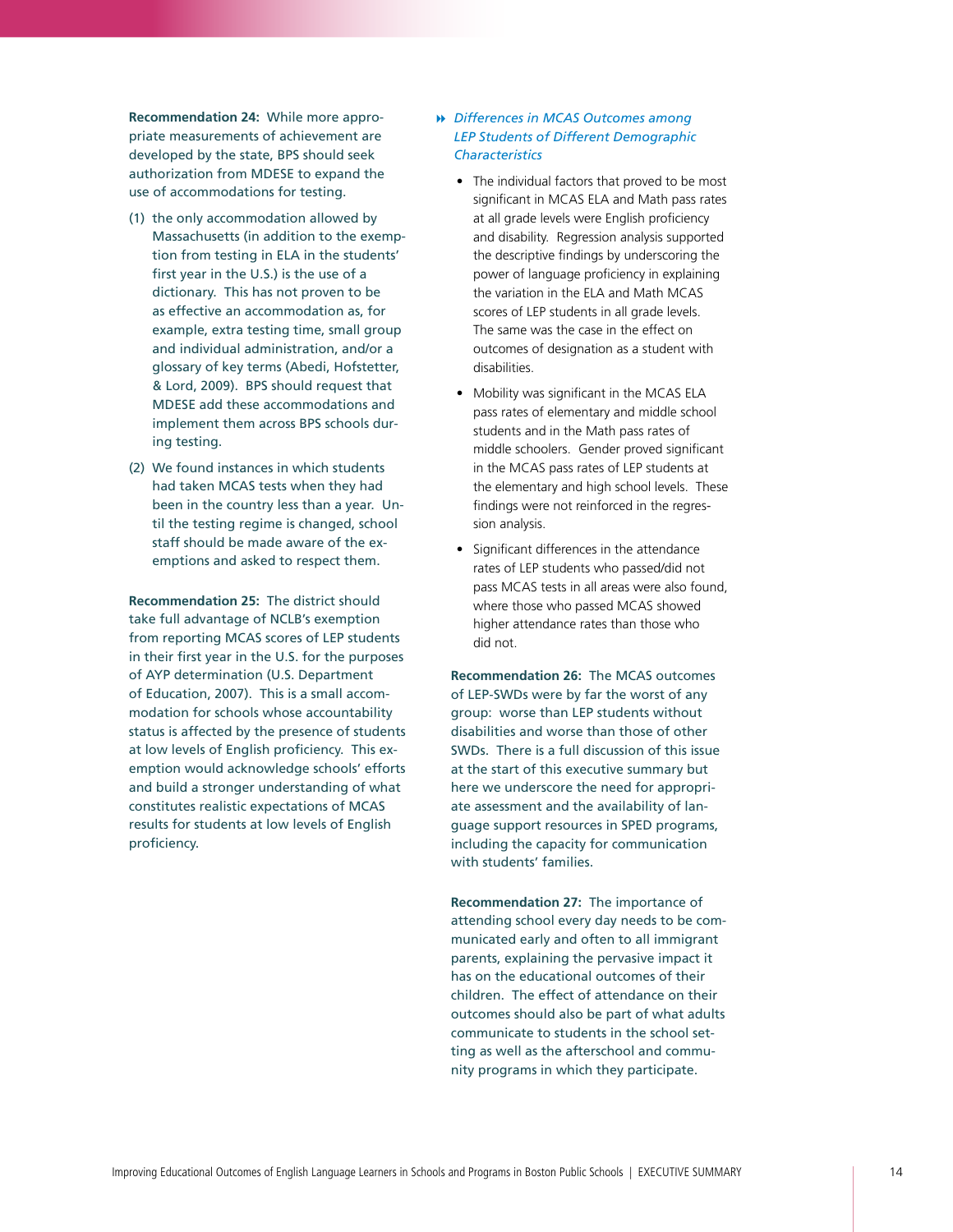**Recommendation 24:** While more appropriate measurements of achievement are developed by the state, BPS should seek authorization from MDESE to expand the use of accommodations for testing.

(1) the only accommodation allowed by Massachusetts (in addition to the exemption from testing in ELA in the students' first year in the U.S.) is the use of a dictionary. This has not proven to be as effective an accommodation as, for example, extra testing time, small group and individual administration, and/or a glossary of key terms (Abedi, Hofstetter, & Lord, 2009). BPS should request that MDESE add these accommodations and implement them across BPS schools during testing.

(2) We found instances in which students had taken MCAS tests when they had been in the country less than a year. Until the testing regime is changed, school staff should be made aware of the exemptions and asked to respect them.

**Recommendation 25:** The district should take full advantage of NCLB's exemption from reporting MCAS scores of LEP students in their first year in the U.S. for the purposes of AYP determination (U.S. Department of Education, 2007). This is a small accommodation for schools whose accountability status is affected by the presence of students at low levels of English proficiency. This exemption would acknowledge schools' efforts and build a stronger understanding of what constitutes realistic expectations of MCAS results for students at low levels of English proficiency.

### *Differences in MCAS Outcomes among LEP Students of Different Demographic Characteristics*

- The individual factors that proved to be most significant in MCAS ELA and Math pass rates at all grade levels were English proficiency and disability. Regression analysis supported the descriptive findings by underscoring the power of language proficiency in explaining the variation in the ELA and Math MCAS scores of LEP students in all grade levels. The same was the case in the effect on outcomes of designation as a student with disabilities.
- Mobility was significant in the MCAS ELA pass rates of elementary and middle school students and in the Math pass rates of middle schoolers. Gender proved significant in the MCAS pass rates of LEP students at the elementary and high school levels. These findings were not reinforced in the regression analysis.
- Significant differences in the attendance rates of LEP students who passed/did not pass MCAS tests in all areas were also found, where those who passed MCAS showed higher attendance rates than those who did not.

**Recommendation 26:** The MCAS outcomes of LEP-SWDs were by far the worst of any group: worse than LEP students without disabilities and worse than those of other SWDs. There is a full discussion of this issue at the start of this executive summary but here we underscore the need for appropriate assessment and the availability of language support resources in SPED programs, including the capacity for communication with students' families.

**Recommendation 27:** The importance of attending school every day needs to be communicated early and often to all immigrant parents, explaining the pervasive impact it has on the educational outcomes of their children. The effect of attendance on their outcomes should also be part of what adults communicate to students in the school setting as well as the afterschool and community programs in which they participate.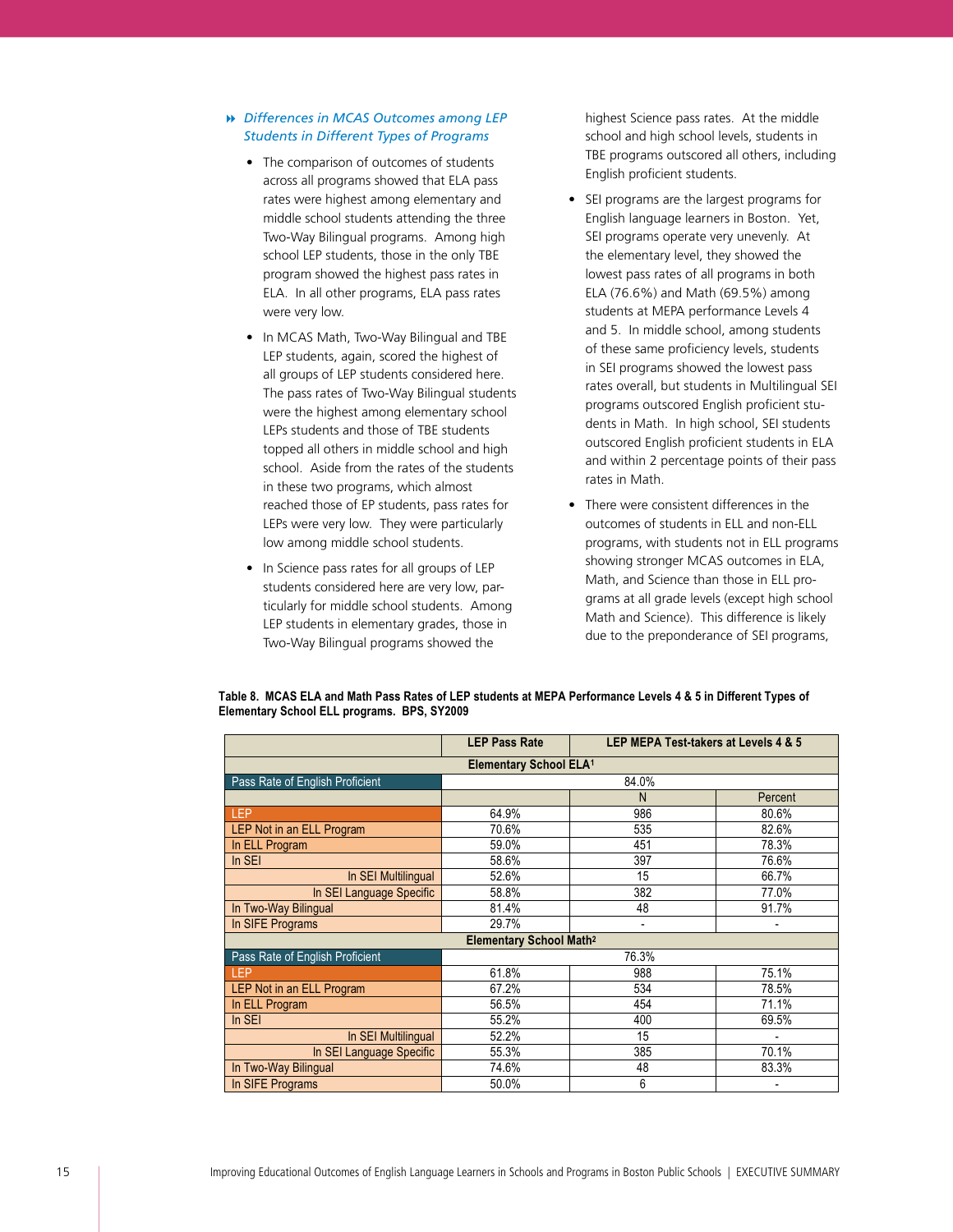### Differences in MCAS Outcomes among LEP Students in Different Types of Programs

- The comparison of outcomes of students across all programs showed that ELA pass rates were highest among elementary and middle school students attending the three Two-Way Bilingual programs. Among high school LEP students, those in the only TBE program showed the highest pass rates in ELA. In all other programs, ELA pass rates were very low.

- In MCAS Math, Two-Way Bilingual and TBE LEP students, again, scored the highest of all groups of LEP students considered here. The pass rates of Two-Way Bilingual students were the highest among elementary school LEPs students and those of TBE students topped all others in middle school and high school. Aside from the rates of the students in these two programs, which almost reached those of EP students, pass rates for LEPs were very low. They were particularly low among middle school students.

- In Science pass rates for all groups of LEP students considered here are very low, particularly for middle school students. Among LEP students in elementary grades, those in Two-Way Bilingual programs showed the highest Science pass rates. At the middle school and high school levels, students in TBE programs outscored all others, including English proficient students.

- SEI programs are the largest programs for English language learners in Boston. Yet, SEI programs operate very unevenly. At the elementary level, they showed the lowest pass rates of all programs in both ELA (76.6%) and Math (69.5%) among students at MEPA performance Levels 4 and 5. In middle school, among students of these same proficiency levels, students in SEI programs showed the lowest pass rates overall, but students in Multilingual SEI programs outscored English proficient students in Math. In high school, SEI students outscored English proficient students in ELA and within 2 percentage points of their pass rates in Math.

- There were consistent differences in the outcomes of students in ELL and non-ELL programs, with students not in ELL programs showing stronger MCAS outcomes in ELA, Math, and Science than those in ELL programs at all grade levels (except high school Math and Science). This difference is likely due to the preponderance of SEI programs,

**Table 8. MCAS ELA and Math Pass Rates of LEP students at MEPA Performance Levels 4 & 5 in Different Types of Elementary School ELL programs. BPS, SY2009**

| | LEP Pass Rate | LEP MEPA Test-takers at Levels 4 & 5 | |
|---|---|---|---|
| **Elementary School ELA[1]** | | | |
| Pass Rate of English Proficient | 84.0% | | |
| | | N | Percent |
| LEP | 64.9% | 986 | 80.6% |
| LEP Not in an ELL Program | 70.6% | 535 | 82.6% |
| In ELL Program | 59.0% | 451 | 78.3% |
| In SEI | 58.6% | 397 | 76.6% |
| In SEI Multilingual | 52.6% | 15 | 66.7% |
| In SEI Language Specific | 58.8% | 382 | 77.0% |
| In Two-Way Bilingual | 81.4% | 48 | 91.7% |
| In SIFE Programs | 29.7% | - | - |
| **Elementary School Math[2]** | | | |
| Pass Rate of English Proficient | 76.3% | | |
| LEP | 61.8% | 988 | 75.1% |
| LEP Not in an ELL Program | 67.2% | 534 | 78.5% |
| In ELL Program | 56.5% | 454 | 71.1% |
| In SEI | 55.2% | 400 | 69.5% |
| In SEI Multilingual | 52.2% | 15 | - |
| In SEI Language Specific | 55.3% | 385 | 70.1% |
| In Two-Way Bilingual | 74.6% | 48 | 83.3% |
| In SIFE Programs | 50.0% | 6 | - |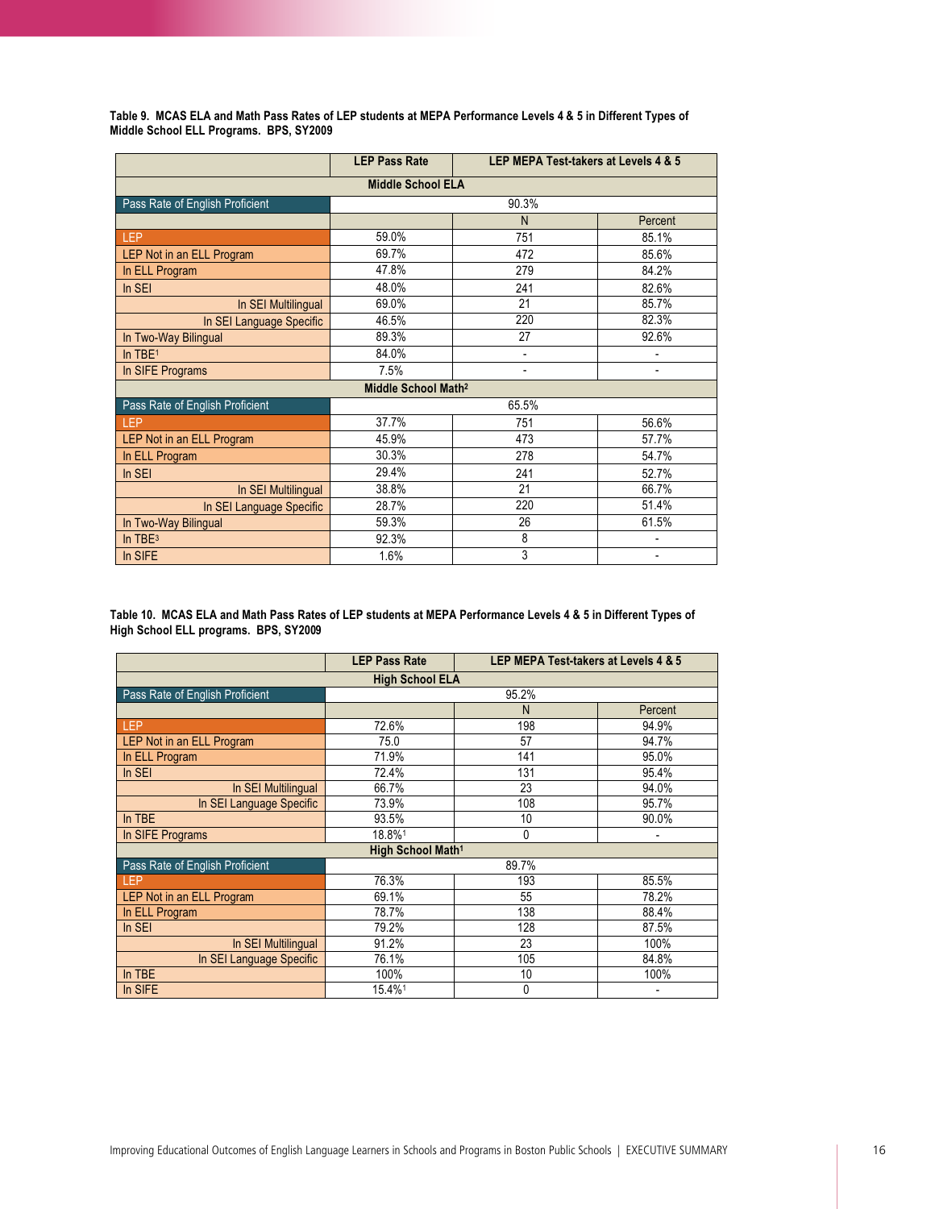**Table 9. MCAS ELA and Math Pass Rates of LEP students at MEPA Performance Levels 4 & 5 in Different Types of Middle School ELL Programs. BPS, SY2009**

| | LEP Pass Rate | LEP MEPA Test-takers at Levels 4 & 5 | |
|---|---|---|---|
| **Middle School ELA** | | | |
| Pass Rate of English Proficient | 90.3% | | |
| | | N | Percent |
| LEP | 59.0% | 751 | 85.1% |
| LEP Not in an ELL Program | 69.7% | 472 | 85.6% |
| In ELL Program | 47.8% | 279 | 84.2% |
| In SEI | 48.0% | 241 | 82.6% |
| In SEI Multilingual | 69.0% | 21 | 85.7% |
| In SEI Language Specific | 46.5% | 220 | 82.3% |
| In Two-Way Bilingual | 89.3% | 27 | 92.6% |
| In TBE[1] | 84.0% | - | - |
| In SIFE Programs | 7.5% | - | - |
| **Middle School Math[2]** | | | |
| Pass Rate of English Proficient | 65.5% | | |
| LEP | 37.7% | 751 | 56.6% |
| LEP Not in an ELL Program | 45.9% | 473 | 57.7% |
| In ELL Program | 30.3% | 278 | 54.7% |
| In SEI | 29.4% | 241 | 52.7% |
| In SEI Multilingual | 38.8% | 21 | 66.7% |
| In SEI Language Specific | 28.7% | 220 | 51.4% |
| In Two-Way Bilingual | 59.3% | 26 | 61.5% |
| In TBE[3] | 92.3% | 8 | - |
| In SIFE | 1.6% | 3 | - |

**Table 10. MCAS ELA and Math Pass Rates of LEP students at MEPA Performance Levels 4 & 5 in Different Types of High School ELL programs. BPS, SY2009**

| | LEP Pass Rate | LEP MEPA Test-takers at Levels 4 & 5 | |
|---|---|---|---|
| **High School ELA** | | | |
| Pass Rate of English Proficient | 95.2% | | |
| | | N | Percent |
| LEP | 72.6% | 198 | 94.9% |
| LEP Not in an ELL Program | 75.0 | 57 | 94.7% |
| In ELL Program | 71.9% | 141 | 95.0% |
| In SEI | 72.4% | 131 | 95.4% |
| In SEI Multilingual | 66.7% | 23 | 94.0% |
| In SEI Language Specific | 73.9% | 108 | 95.7% |
| In TBE | 93.5% | 10 | 90.0% |
| In SIFE Programs | 18.8%[1] | 0 | - |
| **High School Math[1]** | | | |
| Pass Rate of English Proficient | 89.7% | | |
| LEP | 76.3% | 193 | 85.5% |
| LEP Not in an ELL Program | 69.1% | 55 | 78.2% |
| In ELL Program | 78.7% | 138 | 88.4% |
| In SEI | 79.2% | 128 | 87.5% |
| In SEI Multilingual | 91.2% | 23 | 100% |
| In SEI Language Specific | 76.1% | 105 | 84.8% |
| In TBE | 100% | 10 | 100% |
| In SIFE | 15.4%[1] | 0 | - |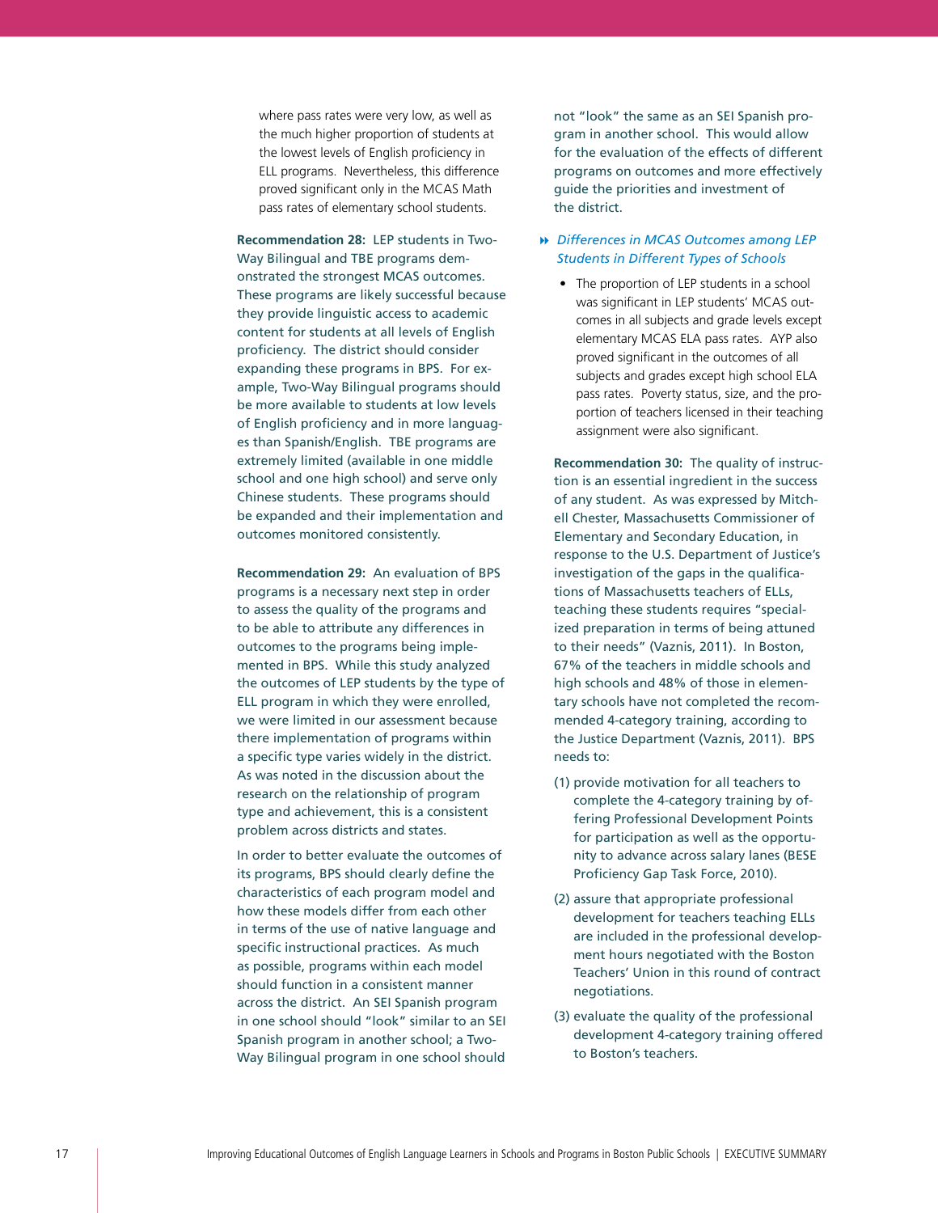where pass rates were very low, as well as the much higher proportion of students at the lowest levels of English proficiency in ELL programs. Nevertheless, this difference proved significant only in the MCAS Math pass rates of elementary school students.

**Recommendation 28:** LEP students in Two-Way Bilingual and TBE programs demonstrated the strongest MCAS outcomes. These programs are likely successful because they provide linguistic access to academic content for students at all levels of English proficiency. The district should consider expanding these programs in BPS. For example, Two-Way Bilingual programs should be more available to students at low levels of English proficiency and in more languages than Spanish/English. TBE programs are extremely limited (available in one middle school and one high school) and serve only Chinese students. These programs should be expanded and their implementation and outcomes monitored consistently.

**Recommendation 29:** An evaluation of BPS programs is a necessary next step in order to assess the quality of the programs and to be able to attribute any differences in outcomes to the programs being implemented in BPS. While this study analyzed the outcomes of LEP students by the type of ELL program in which they were enrolled, we were limited in our assessment because there implementation of programs within a specific type varies widely in the district. As was noted in the discussion about the research on the relationship of program type and achievement, this is a consistent problem across districts and states.

In order to better evaluate the outcomes of its programs, BPS should clearly define the characteristics of each program model and how these models differ from each other in terms of the use of native language and specific instructional practices. As much as possible, programs within each model should function in a consistent manner across the district. An SEI Spanish program in one school should "look" similar to an SEI Spanish program in another school; a Two-Way Bilingual program in one school should not "look" the same as an SEI Spanish program in another school. This would allow for the evaluation of the effects of different programs on outcomes and more effectively guide the priorities and investment of the district.

### *Differences in MCAS Outcomes among LEP Students in Different Types of Schools*

- The proportion of LEP students in a school was significant in LEP students' MCAS outcomes in all subjects and grade levels except elementary MCAS ELA pass rates. AYP also proved significant in the outcomes of all subjects and grades except high school ELA pass rates. Poverty status, size, and the proportion of teachers licensed in their teaching assignment were also significant.

**Recommendation 30:** The quality of instruction is an essential ingredient in the success of any student. As was expressed by Mitchell Chester, Massachusetts Commissioner of Elementary and Secondary Education, in response to the U.S. Department of Justice's investigation of the gaps in the qualifications of Massachusetts teachers of ELLs, teaching these students requires "specialized preparation in terms of being attuned to their needs" (Vaznis, 2011). In Boston, 67% of the teachers in middle schools and high schools and 48% of those in elementary schools have not completed the recommended 4-category training, according to the Justice Department (Vaznis, 2011). BPS needs to:

(1) provide motivation for all teachers to complete the 4-category training by offering Professional Development Points for participation as well as the opportunity to advance across salary lanes (BESE Proficiency Gap Task Force, 2010).

(2) assure that appropriate professional development for teachers teaching ELLs are included in the professional development hours negotiated with the Boston Teachers' Union in this round of contract negotiations.

(3) evaluate the quality of the professional development 4-category training offered to Boston's teachers.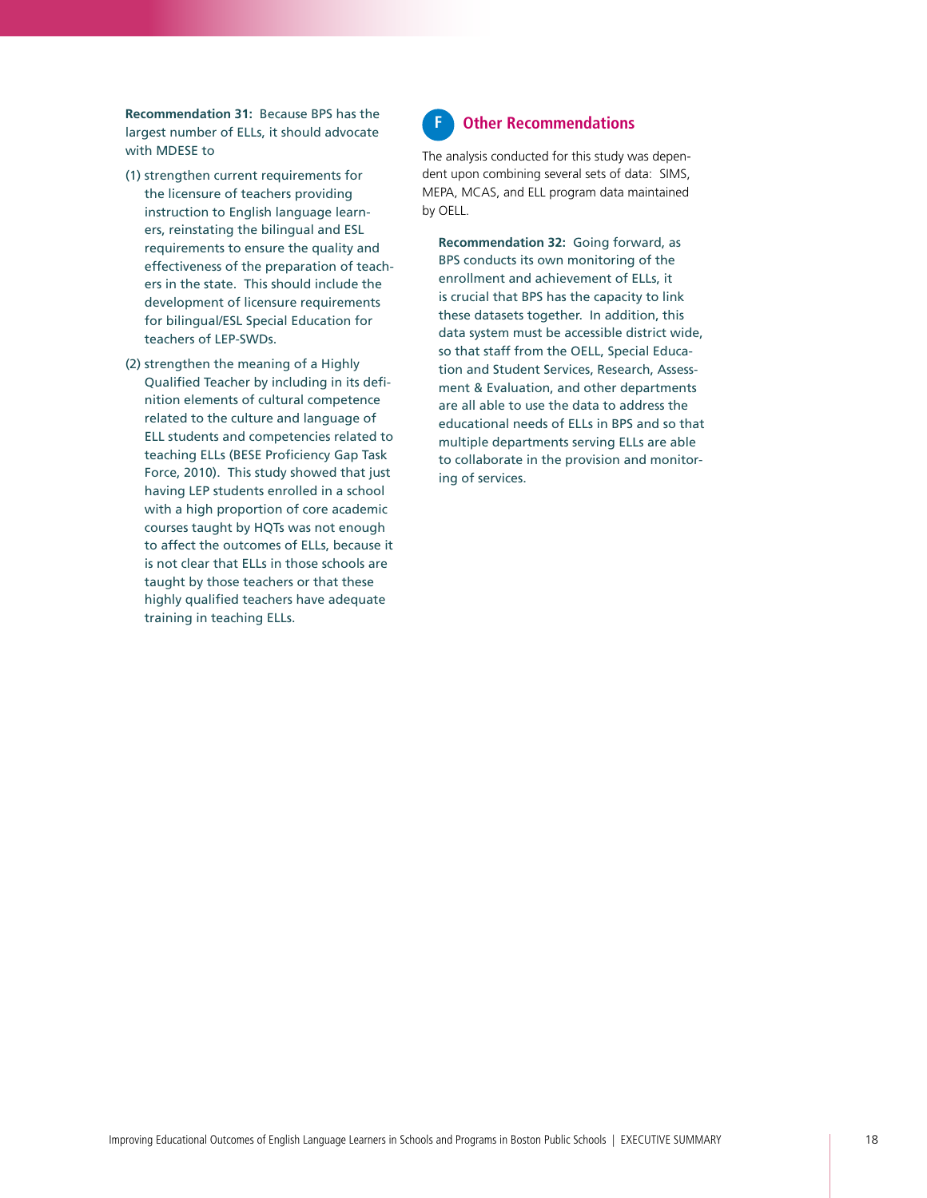**Recommendation 31:** Because BPS has the largest number of ELLs, it should advocate with MDESE to

(1) strengthen current requirements for the licensure of teachers providing instruction to English language learners, reinstating the bilingual and ESL requirements to ensure the quality and effectiveness of the preparation of teachers in the state. This should include the development of licensure requirements for bilingual/ESL Special Education for teachers of LEP-SWDs.

(2) strengthen the meaning of a Highly Qualified Teacher by including in its definition elements of cultural competence related to the culture and language of ELL students and competencies related to teaching ELLs (BESE Proficiency Gap Task Force, 2010). This study showed that just having LEP students enrolled in a school with a high proportion of core academic courses taught by HQTs was not enough to affect the outcomes of ELLs, because it is not clear that ELLs in those schools are taught by those teachers or that these highly qualified teachers have adequate training in teaching ELLs.

## F Other Recommendations

The analysis conducted for this study was dependent upon combining several sets of data: SIMS, MEPA, MCAS, and ELL program data maintained by OELL.

**Recommendation 32:** Going forward, as BPS conducts its own monitoring of the enrollment and achievement of ELLs, it is crucial that BPS has the capacity to link these datasets together. In addition, this data system must be accessible district wide, so that staff from the OELL, Special Education and Student Services, Research, Assessment & Evaluation, and other departments are all able to use the data to address the educational needs of ELLs in BPS and so that multiple departments serving ELLs are able to collaborate in the provision and monitoring of services.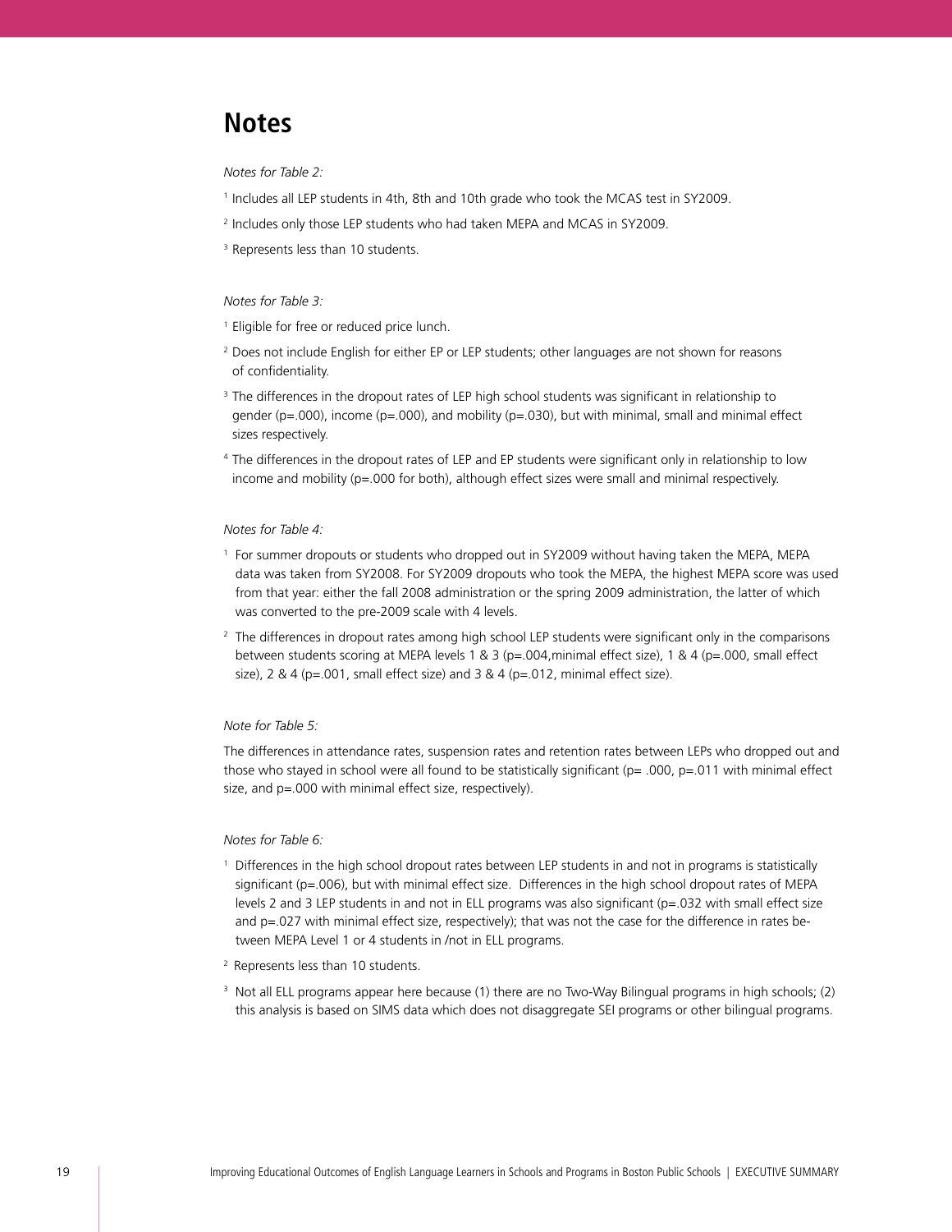# Notes

*Notes for Table 2:*

[1] Includes all LEP students in 4th, 8th and 10th grade who took the MCAS test in SY2009.

[2] Includes only those LEP students who had taken MEPA and MCAS in SY2009.

[3] Represents less than 10 students.

*Notes for Table 3:*

[1] Eligible for free or reduced price lunch.

[2] Does not include English for either EP or LEP students; other languages are not shown for reasons of confidentiality.

[3] The differences in the dropout rates of LEP high school students was significant in relationship to gender (p=.000), income (p=.000), and mobility (p=.030), but with minimal, small and minimal effect sizes respectively.

[4] The differences in the dropout rates of LEP and EP students were significant only in relationship to low income and mobility (p=.000 for both), although effect sizes were small and minimal respectively.

*Notes for Table 4:*

[1] For summer dropouts or students who dropped out in SY2009 without having taken the MEPA, MEPA data was taken from SY2008. For SY2009 dropouts who took the MEPA, the highest MEPA score was used from that year: either the fall 2008 administration or the spring 2009 administration, the latter of which was converted to the pre-2009 scale with 4 levels.

[2] The differences in dropout rates among high school LEP students were significant only in the comparisons between students scoring at MEPA levels 1 & 3 (p=.004,minimal effect size), 1 & 4 (p=.000, small effect size), 2 & 4 (p=.001, small effect size) and 3 & 4 (p=.012, minimal effect size).

*Note for Table 5:*

The differences in attendance rates, suspension rates and retention rates between LEPs who dropped out and those who stayed in school were all found to be statistically significant (p= .000, p=.011 with minimal effect size, and p=.000 with minimal effect size, respectively).

*Notes for Table 6:*

[1] Differences in the high school dropout rates between LEP students in and not in programs is statistically significant (p=.006), but with minimal effect size. Differences in the high school dropout rates of MEPA levels 2 and 3 LEP students in and not in ELL programs was also significant (p=.032 with small effect size and p=.027 with minimal effect size, respectively); that was not the case for the difference in rates between MEPA Level 1 or 4 students in /not in ELL programs.

[2] Represents less than 10 students.

[3] Not all ELL programs appear here because (1) there are no Two-Way Bilingual programs in high schools; (2) this analysis is based on SIMS data which does not disaggregate SEI programs or other bilingual programs.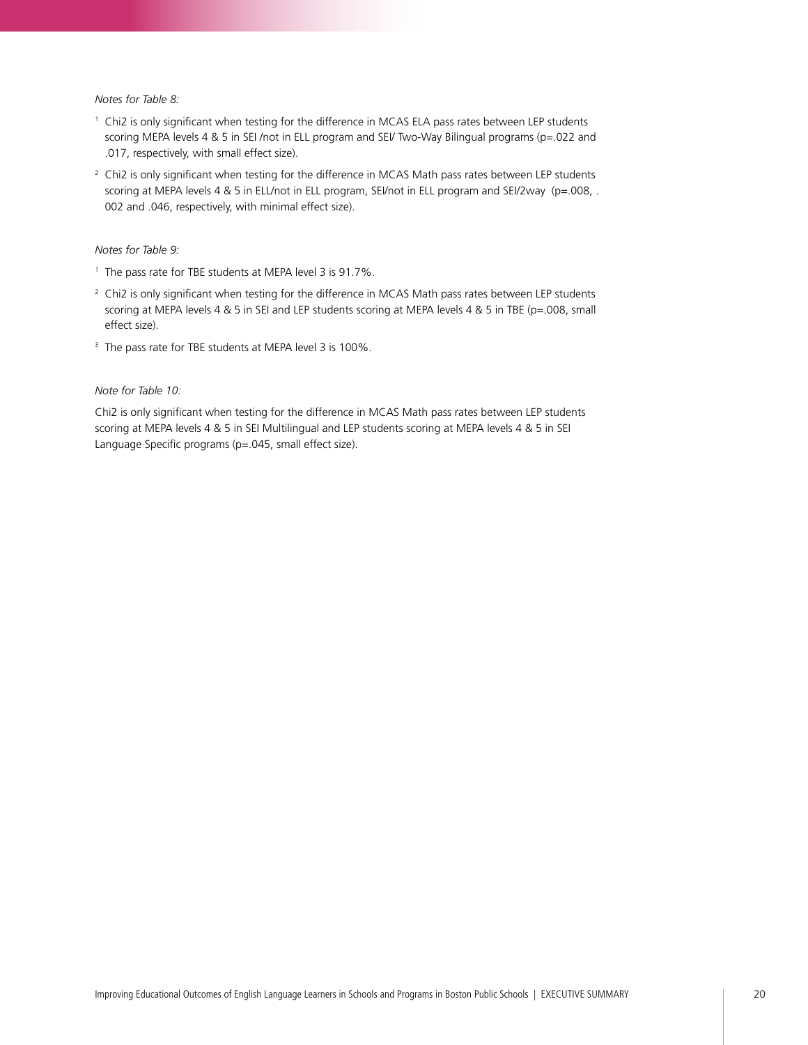*Notes for Table 8:*

[1] Chi2 is only significant when testing for the difference in MCAS ELA pass rates between LEP students scoring MEPA levels 4 & 5 in SEI /not in ELL program and SEI/ Two-Way Bilingual programs (p=.022 and .017, respectively, with small effect size).

[2] Chi2 is only significant when testing for the difference in MCAS Math pass rates between LEP students scoring at MEPA levels 4 & 5 in ELL/not in ELL program, SEI/not in ELL program and SEI/2way (p=.008, .002 and .046, respectively, with minimal effect size).

*Notes for Table 9:*

[1] The pass rate for TBE students at MEPA level 3 is 91.7%.

[2] Chi2 is only significant when testing for the difference in MCAS Math pass rates between LEP students scoring at MEPA levels 4 & 5 in SEI and LEP students scoring at MEPA levels 4 & 5 in TBE (p=.008, small effect size).

[3] The pass rate for TBE students at MEPA level 3 is 100%.

*Note for Table 10:*

Chi2 is only significant when testing for the difference in MCAS Math pass rates between LEP students scoring at MEPA levels 4 & 5 in SEI Multilingual and LEP students scoring at MEPA levels 4 & 5 in SEI Language Specific programs (p=.045, small effect size).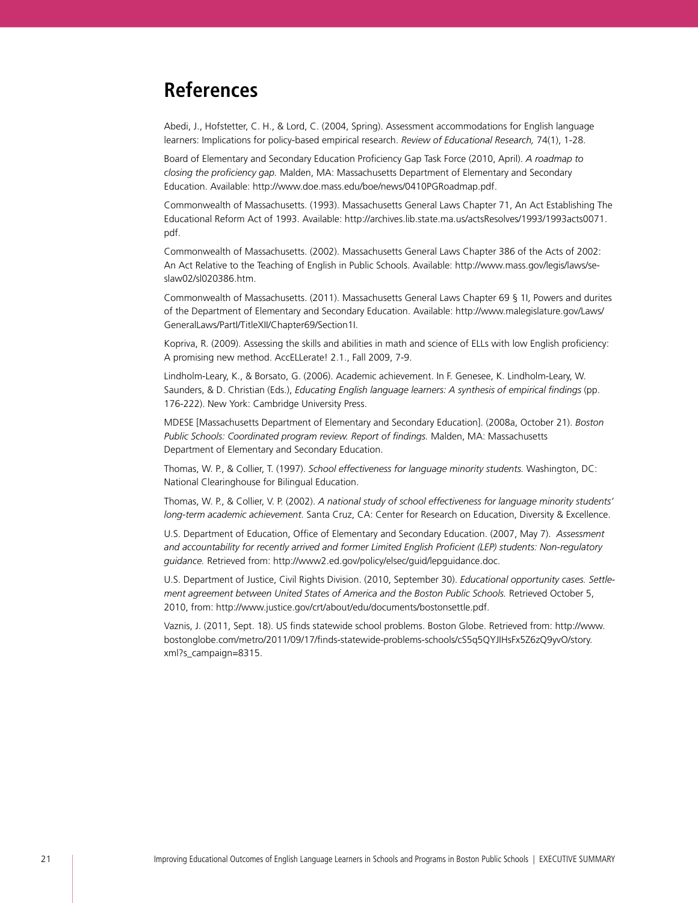# References

Abedi, J., Hofstetter, C. H., & Lord, C. (2004, Spring). Assessment accommodations for English language learners: Implications for policy-based empirical research. *Review of Educational Research,* 74(1), 1-28.

Board of Elementary and Secondary Education Proficiency Gap Task Force (2010, April). *A roadmap to closing the proficiency gap.* Malden, MA: Massachusetts Department of Elementary and Secondary Education. Available: http://www.doe.mass.edu/boe/news/0410PGRoadmap.pdf.

Commonwealth of Massachusetts. (1993). Massachusetts General Laws Chapter 71, An Act Establishing The Educational Reform Act of 1993. Available: http://archives.lib.state.ma.us/actsResolves/1993/1993acts0071.pdf.

Commonwealth of Massachusetts. (2002). Massachusetts General Laws Chapter 386 of the Acts of 2002: An Act Relative to the Teaching of English in Public Schools. Available: http://www.mass.gov/legis/laws/seslaw02/sl020386.htm.

Commonwealth of Massachusetts. (2011). Massachusetts General Laws Chapter 69 § 1I, Powers and durites of the Department of Elementary and Secondary Education. Available: http://www.malegislature.gov/Laws/GeneralLaws/PartI/TitleXII/Chapter69/Section1I.

Kopriva, R. (2009). Assessing the skills and abilities in math and science of ELLs with low English proficiency: A promising new method. AccELLerate! 2.1., Fall 2009, 7-9.

Lindholm-Leary, K., & Borsato, G. (2006). Academic achievement. In F. Genesee, K. Lindholm-Leary, W. Saunders, & D. Christian (Eds.), *Educating English language learners: A synthesis of empirical findings* (pp. 176-222). New York: Cambridge University Press.

MDESE [Massachusetts Department of Elementary and Secondary Education]. (2008a, October 21). *Boston Public Schools: Coordinated program review. Report of findings.* Malden, MA: Massachusetts Department of Elementary and Secondary Education.

Thomas, W. P., & Collier, T. (1997). *School effectiveness for language minority students.* Washington, DC: National Clearinghouse for Bilingual Education.

Thomas, W. P., & Collier, V. P. (2002). *A national study of school effectiveness for language minority students' long-term academic achievement.* Santa Cruz, CA: Center for Research on Education, Diversity & Excellence.

U.S. Department of Education, Office of Elementary and Secondary Education. (2007, May 7). *Assessment and accountability for recently arrived and former Limited English Proficient (LEP) students: Non-regulatory guidance.* Retrieved from: http://www2.ed.gov/policy/elsec/guid/lepguidance.doc.

U.S. Department of Justice, Civil Rights Division. (2010, September 30). *Educational opportunity cases. Settlement agreement between United States of America and the Boston Public Schools.* Retrieved October 5, 2010, from: http://www.justice.gov/crt/about/edu/documents/bostonsettle.pdf.

Vaznis, J. (2011, Sept. 18). US finds statewide school problems. Boston Globe. Retrieved from: http://www.bostonglobe.com/metro/2011/09/17/finds-statewide-problems-schools/cS5q5QYJIHsFx5Z6zQ9yvO/story.xml?s_campaign=8315.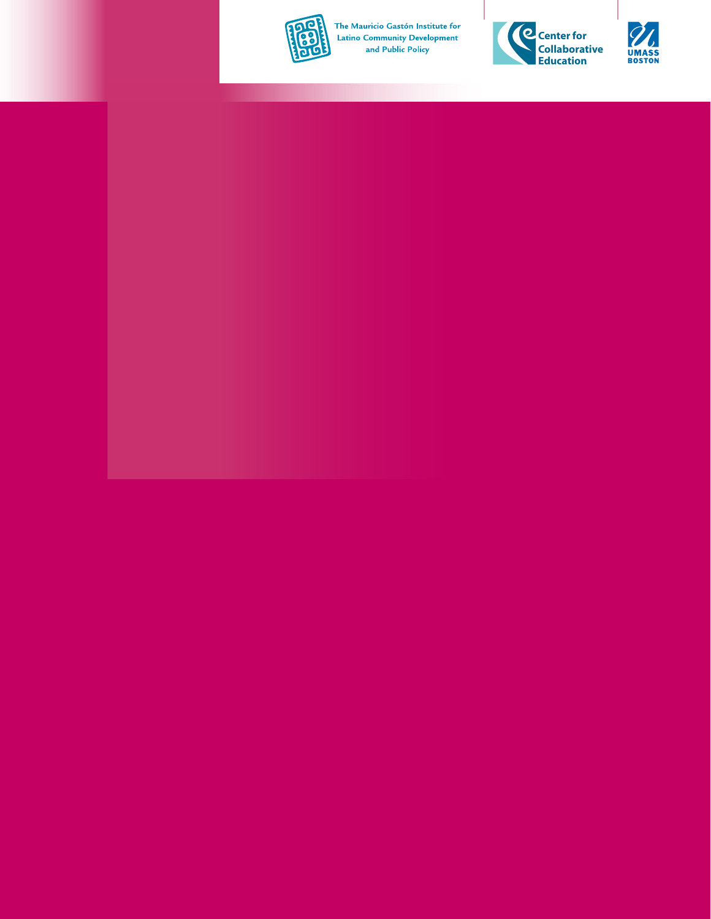The Mauricio Gastón Institute for Latino Community Development and Public Policy

Center for Collaborative Education

UMASS BOSTON